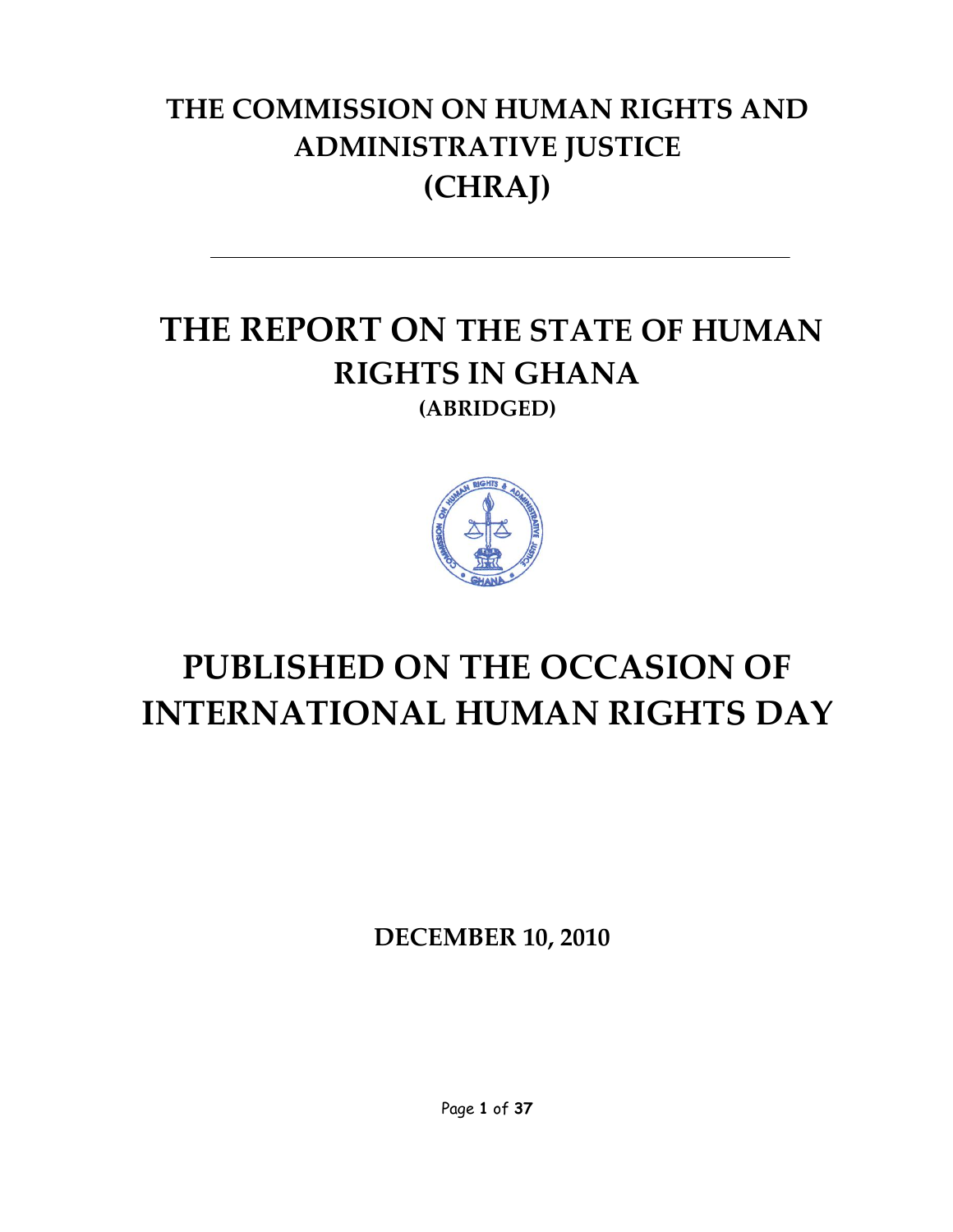# THE COMMISSION ON HUMAN RIGHTS AND ADMINISTRATIVE JUSTICE (CHRAJ)

---

# THE REPORT ON THE STATE OF HUMAN RIGHTS IN GHANA

**(ABRIDGED)**

# PUBLISHED ON THE OCCASION OF INTERNATIONAL HUMAN RIGHTS DAY

**DECEMBER 10, 2010**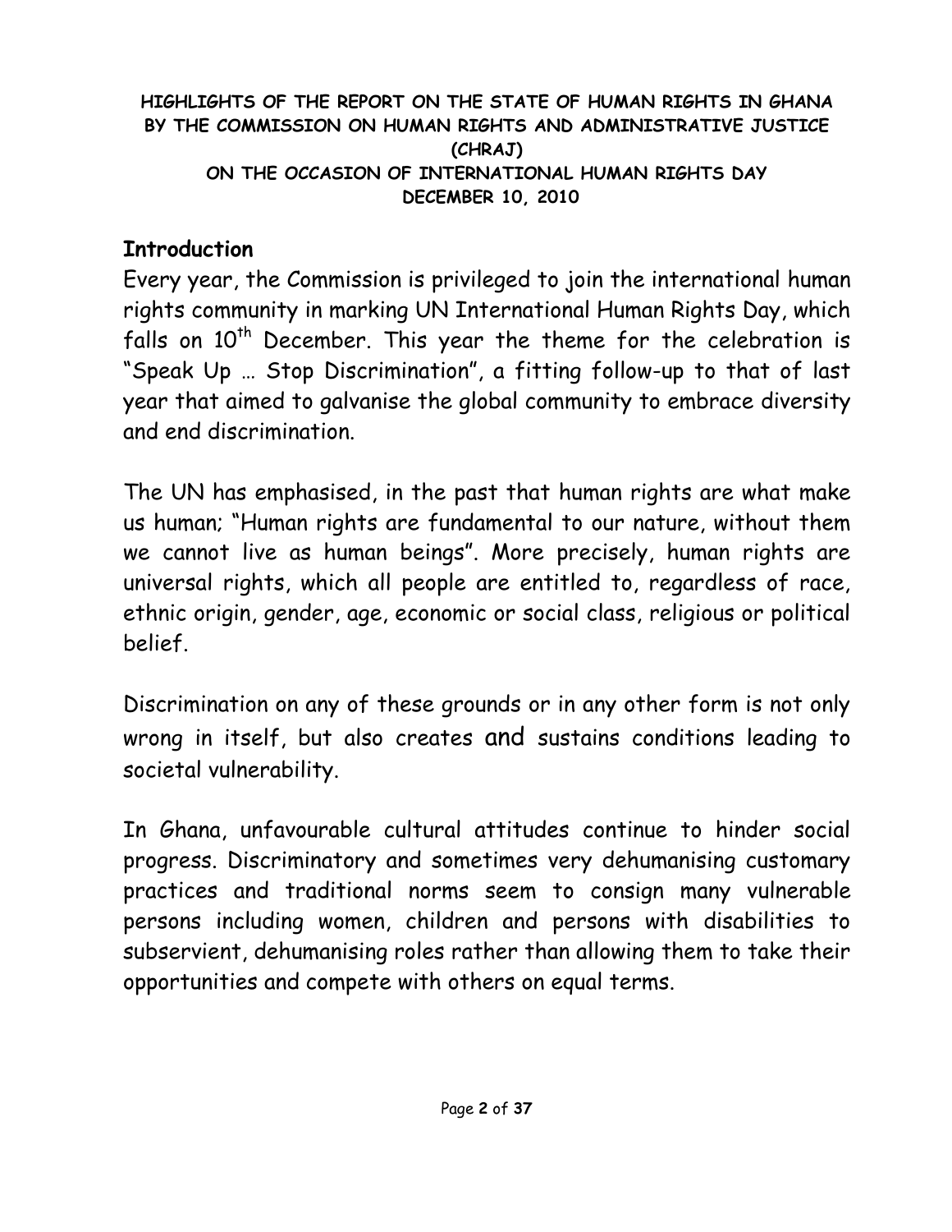**HIGHLIGHTS OF THE REPORT ON THE STATE OF HUMAN RIGHTS IN GHANA BY THE COMMISSION ON HUMAN RIGHTS AND ADMINISTRATIVE JUSTICE (CHRAJ) ON THE OCCASION OF INTERNATIONAL HUMAN RIGHTS DAY DECEMBER 10, 2010**

## Introduction

Every year, the Commission is privileged to join the international human rights community in marking UN International Human Rights Day, which falls on 10th December. This year the theme for the celebration is "Speak Up … Stop Discrimination", a fitting follow-up to that of last year that aimed to galvanise the global community to embrace diversity and end discrimination.

The UN has emphasised, in the past that human rights are what make us human; "Human rights are fundamental to our nature, without them we cannot live as human beings". More precisely, human rights are universal rights, which all people are entitled to, regardless of race, ethnic origin, gender, age, economic or social class, religious or political belief.

Discrimination on any of these grounds or in any other form is not only wrong in itself, but also creates and sustains conditions leading to societal vulnerability.

In Ghana, unfavourable cultural attitudes continue to hinder social progress. Discriminatory and sometimes very dehumanising customary practices and traditional norms seem to consign many vulnerable persons including women, children and persons with disabilities to subservient, dehumanising roles rather than allowing them to take their opportunities and compete with others on equal terms.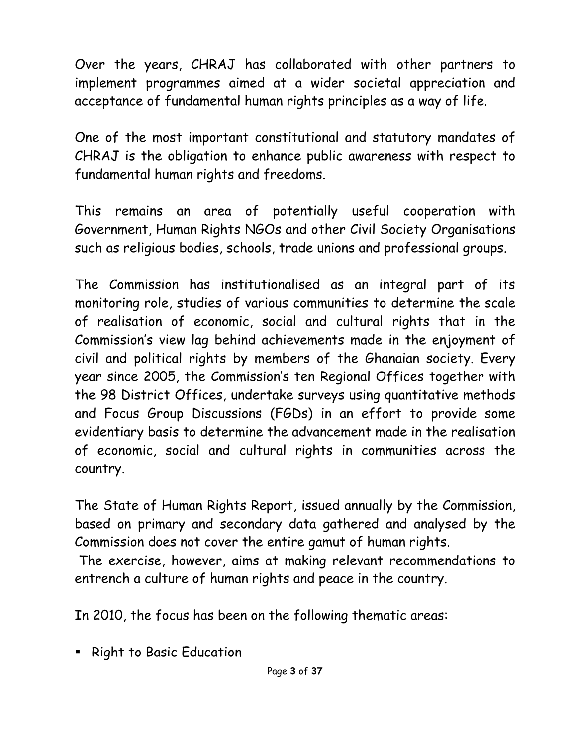Over the years, CHRAJ has collaborated with other partners to implement programmes aimed at a wider societal appreciation and acceptance of fundamental human rights principles as a way of life.

One of the most important constitutional and statutory mandates of CHRAJ is the obligation to enhance public awareness with respect to fundamental human rights and freedoms.

This remains an area of potentially useful cooperation with Government, Human Rights NGOs and other Civil Society Organisations such as religious bodies, schools, trade unions and professional groups.

The Commission has institutionalised as an integral part of its monitoring role, studies of various communities to determine the scale of realisation of economic, social and cultural rights that in the Commission's view lag behind achievements made in the enjoyment of civil and political rights by members of the Ghanaian society. Every year since 2005, the Commission's ten Regional Offices together with the 98 District Offices, undertake surveys using quantitative methods and Focus Group Discussions (FGDs) in an effort to provide some evidentiary basis to determine the advancement made in the realisation of economic, social and cultural rights in communities across the country.

The State of Human Rights Report, issued annually by the Commission, based on primary and secondary data gathered and analysed by the Commission does not cover the entire gamut of human rights.
The exercise, however, aims at making relevant recommendations to entrench a culture of human rights and peace in the country.

In 2010, the focus has been on the following thematic areas:

- Right to Basic Education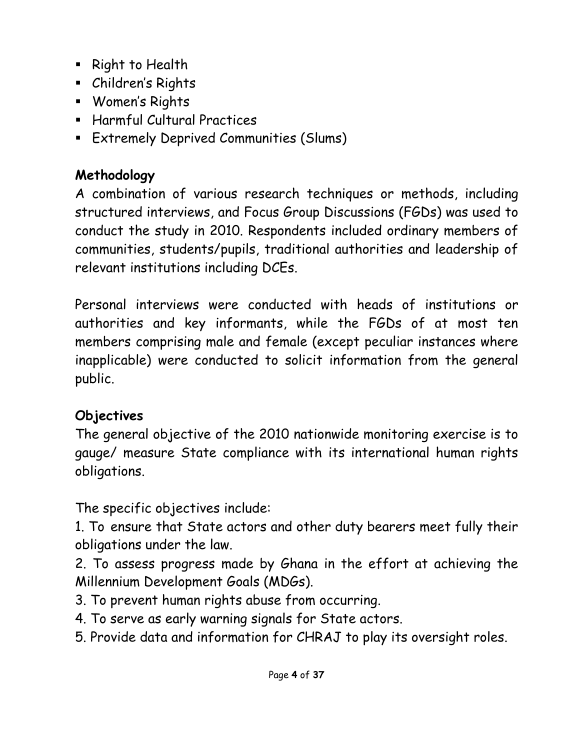- Right to Health
- Children's Rights
- Women's Rights
- Harmful Cultural Practices
- Extremely Deprived Communities (Slums)

## Methodology

A combination of various research techniques or methods, including structured interviews, and Focus Group Discussions (FGDs) was used to conduct the study in 2010. Respondents included ordinary members of communities, students/pupils, traditional authorities and leadership of relevant institutions including DCEs.

Personal interviews were conducted with heads of institutions or authorities and key informants, while the FGDs of at most ten members comprising male and female (except peculiar instances where inapplicable) were conducted to solicit information from the general public.

## Objectives

The general objective of the 2010 nationwide monitoring exercise is to gauge/ measure State compliance with its international human rights obligations.

The specific objectives include:

1. To ensure that State actors and other duty bearers meet fully their obligations under the law.
2. To assess progress made by Ghana in the effort at achieving the Millennium Development Goals (MDGs).
3. To prevent human rights abuse from occurring.
4. To serve as early warning signals for State actors.
5. Provide data and information for CHRAJ to play its oversight roles.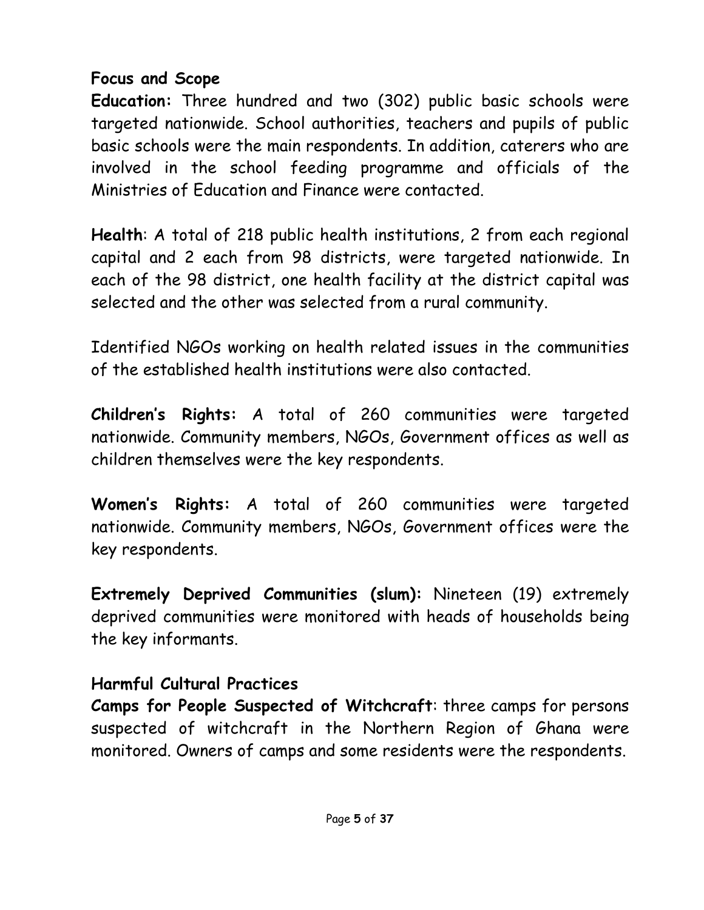## Focus and Scope

**Education:** Three hundred and two (302) public basic schools were targeted nationwide. School authorities, teachers and pupils of public basic schools were the main respondents. In addition, caterers who are involved in the school feeding programme and officials of the Ministries of Education and Finance were contacted.

**Health**: A total of 218 public health institutions, 2 from each regional capital and 2 each from 98 districts, were targeted nationwide. In each of the 98 district, one health facility at the district capital was selected and the other was selected from a rural community.

Identified NGOs working on health related issues in the communities of the established health institutions were also contacted.

**Children's Rights:** A total of 260 communities were targeted nationwide. Community members, NGOs, Government offices as well as children themselves were the key respondents.

**Women's Rights:** A total of 260 communities were targeted nationwide. Community members, NGOs, Government offices were the key respondents.

**Extremely Deprived Communities (slum):** Nineteen (19) extremely deprived communities were monitored with heads of households being the key informants.

## Harmful Cultural Practices

**Camps for People Suspected of Witchcraft**: three camps for persons suspected of witchcraft in the Northern Region of Ghana were monitored. Owners of camps and some residents were the respondents.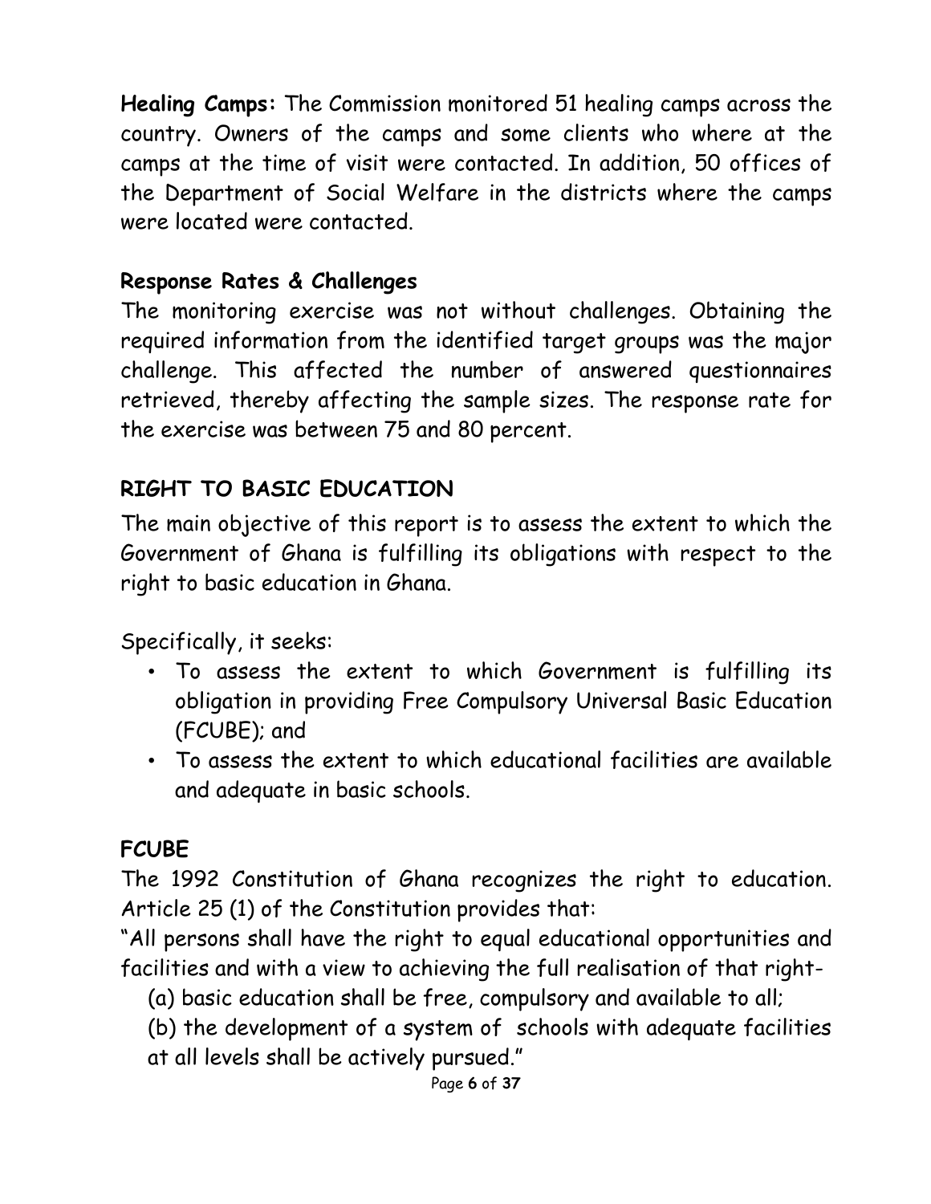**Healing Camps:** The Commission monitored 51 healing camps across the country. Owners of the camps and some clients who where at the camps at the time of visit were contacted. In addition, 50 offices of the Department of Social Welfare in the districts where the camps were located were contacted.

### Response Rates & Challenges

The monitoring exercise was not without challenges. Obtaining the required information from the identified target groups was the major challenge. This affected the number of answered questionnaires retrieved, thereby affecting the sample sizes. The response rate for the exercise was between 75 and 80 percent.

## RIGHT TO BASIC EDUCATION

The main objective of this report is to assess the extent to which the Government of Ghana is fulfilling its obligations with respect to the right to basic education in Ghana.

Specifically, it seeks:

- To assess the extent to which Government is fulfilling its obligation in providing Free Compulsory Universal Basic Education (FCUBE); and
- To assess the extent to which educational facilities are available and adequate in basic schools.

## FCUBE

The 1992 Constitution of Ghana recognizes the right to education. Article 25 (1) of the Constitution provides that:

"All persons shall have the right to equal educational opportunities and facilities and with a view to achieving the full realisation of that right-

(a) basic education shall be free, compulsory and available to all;

(b) the development of a system of schools with adequate facilities at all levels shall be actively pursued."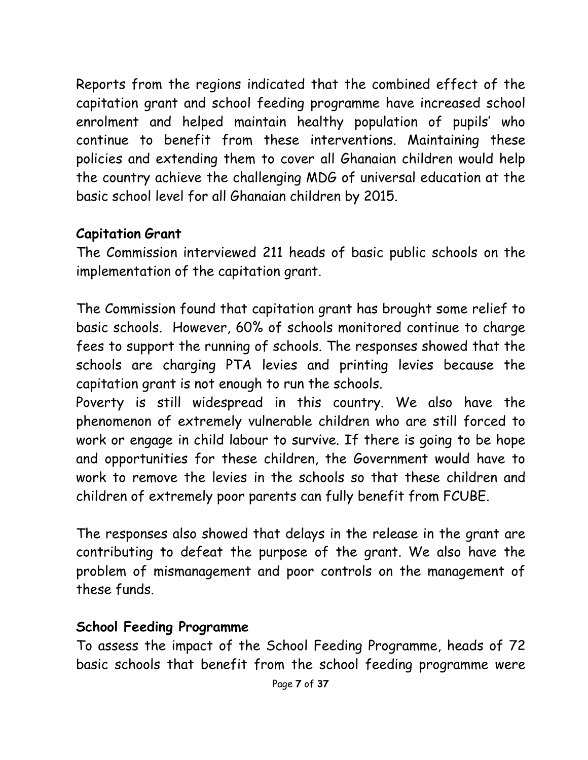Reports from the regions indicated that the combined effect of the capitation grant and school feeding programme have increased school enrolment and helped maintain healthy population of pupils' who continue to benefit from these interventions. Maintaining these policies and extending them to cover all Ghanaian children would help the country achieve the challenging MDG of universal education at the basic school level for all Ghanaian children by 2015.

**Capitation Grant**

The Commission interviewed 211 heads of basic public schools on the implementation of the capitation grant.

The Commission found that capitation grant has brought some relief to basic schools. However, 60% of schools monitored continue to charge fees to support the running of schools. The responses showed that the schools are charging PTA levies and printing levies because the capitation grant is not enough to run the schools.

Poverty is still widespread in this country. We also have the phenomenon of extremely vulnerable children who are still forced to work or engage in child labour to survive. If there is going to be hope and opportunities for these children, the Government would have to work to remove the levies in the schools so that these children and children of extremely poor parents can fully benefit from FCUBE.

The responses also showed that delays in the release in the grant are contributing to defeat the purpose of the grant. We also have the problem of mismanagement and poor controls on the management of these funds.

**School Feeding Programme**

To assess the impact of the School Feeding Programme, heads of 72 basic schools that benefit from the school feeding programme were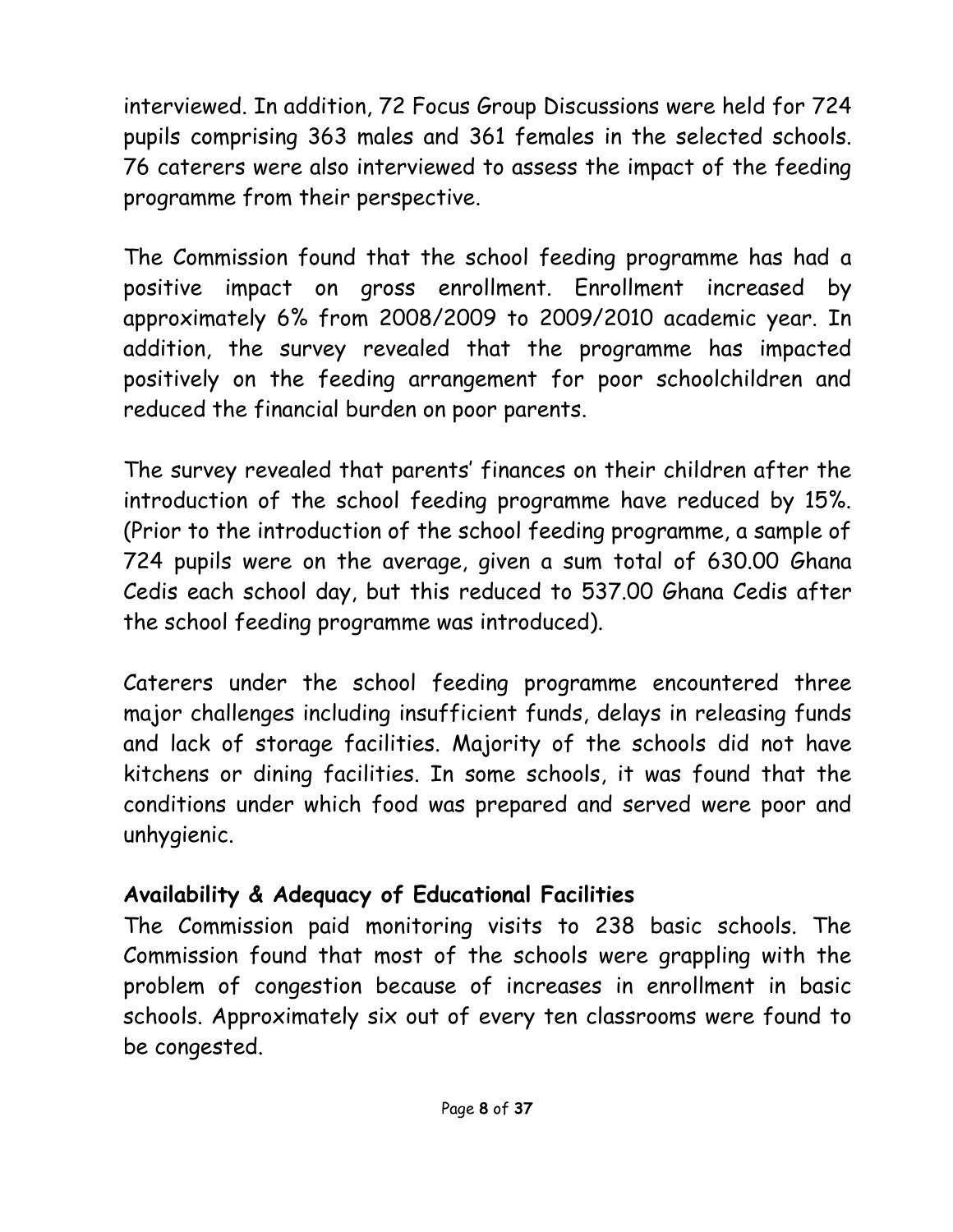interviewed. In addition, 72 Focus Group Discussions were held for 724 pupils comprising 363 males and 361 females in the selected schools. 76 caterers were also interviewed to assess the impact of the feeding programme from their perspective.

The Commission found that the school feeding programme has had a positive impact on gross enrollment. Enrollment increased by approximately 6% from 2008/2009 to 2009/2010 academic year. In addition, the survey revealed that the programme has impacted positively on the feeding arrangement for poor schoolchildren and reduced the financial burden on poor parents.

The survey revealed that parents' finances on their children after the introduction of the school feeding programme have reduced by 15%. (Prior to the introduction of the school feeding programme, a sample of 724 pupils were on the average, given a sum total of 630.00 Ghana Cedis each school day, but this reduced to 537.00 Ghana Cedis after the school feeding programme was introduced).

Caterers under the school feeding programme encountered three major challenges including insufficient funds, delays in releasing funds and lack of storage facilities. Majority of the schools did not have kitchens or dining facilities. In some schools, it was found that the conditions under which food was prepared and served were poor and unhygienic.

**Availability & Adequacy of Educational Facilities**

The Commission paid monitoring visits to 238 basic schools. The Commission found that most of the schools were grappling with the problem of congestion because of increases in enrollment in basic schools. Approximately six out of every ten classrooms were found to be congested.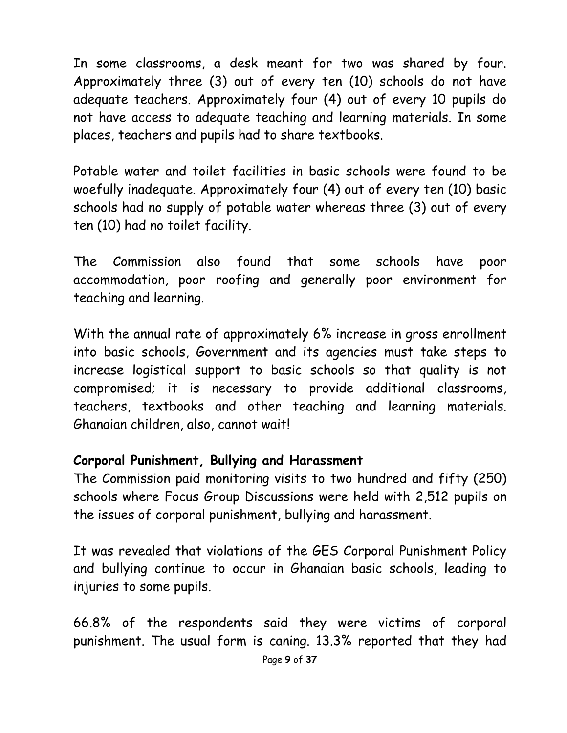In some classrooms, a desk meant for two was shared by four. Approximately three (3) out of every ten (10) schools do not have adequate teachers. Approximately four (4) out of every 10 pupils do not have access to adequate teaching and learning materials. In some places, teachers and pupils had to share textbooks.

Potable water and toilet facilities in basic schools were found to be woefully inadequate. Approximately four (4) out of every ten (10) basic schools had no supply of potable water whereas three (3) out of every ten (10) had no toilet facility.

The Commission also found that some schools have poor accommodation, poor roofing and generally poor environment for teaching and learning.

With the annual rate of approximately 6% increase in gross enrollment into basic schools, Government and its agencies must take steps to increase logistical support to basic schools so that quality is not compromised; it is necessary to provide additional classrooms, teachers, textbooks and other teaching and learning materials. Ghanaian children, also, cannot wait!

**Corporal Punishment, Bullying and Harassment**

The Commission paid monitoring visits to two hundred and fifty (250) schools where Focus Group Discussions were held with 2,512 pupils on the issues of corporal punishment, bullying and harassment.

It was revealed that violations of the GES Corporal Punishment Policy and bullying continue to occur in Ghanaian basic schools, leading to injuries to some pupils.

66.8% of the respondents said they were victims of corporal punishment. The usual form is caning. 13.3% reported that they had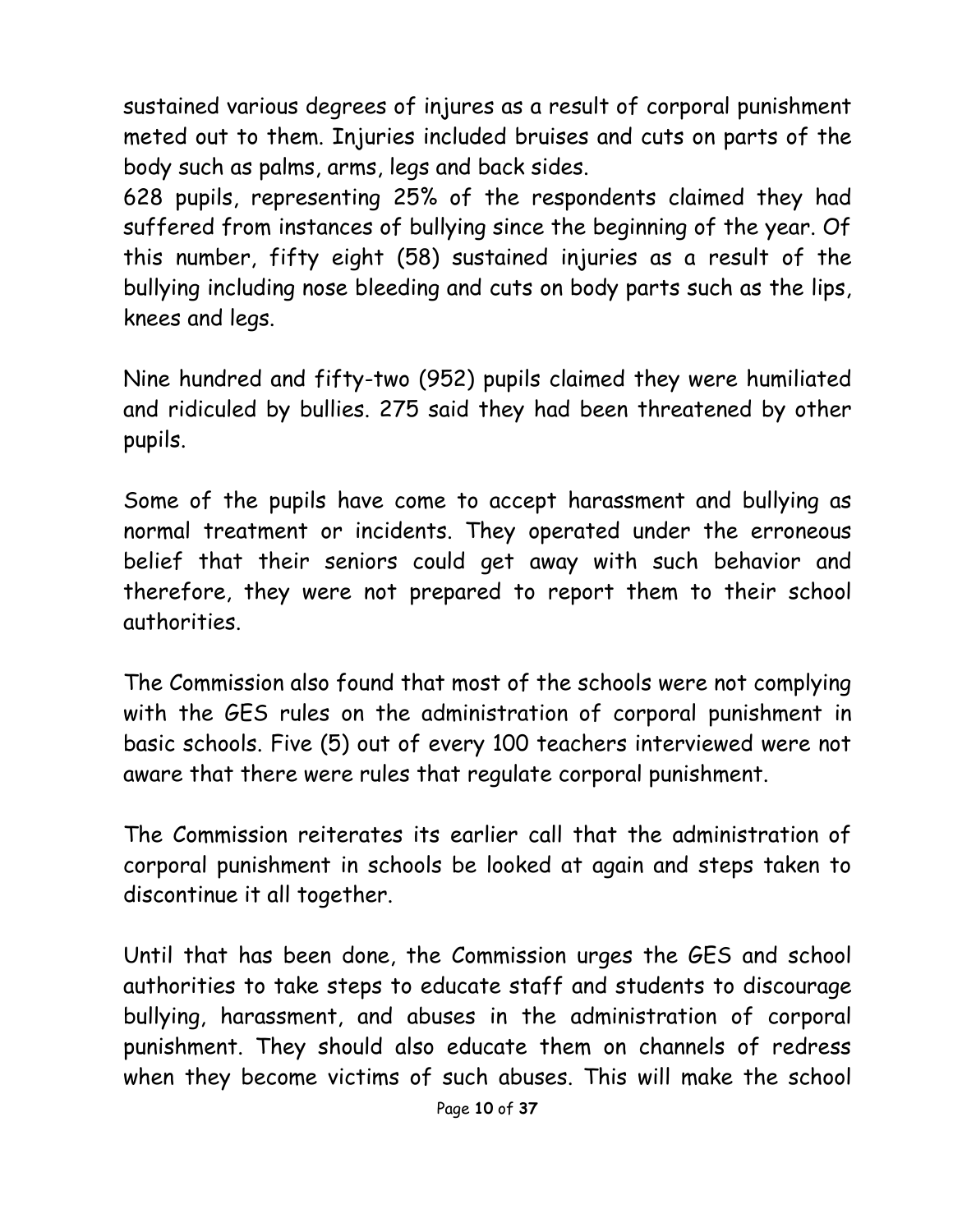sustained various degrees of injures as a result of corporal punishment meted out to them. Injuries included bruises and cuts on parts of the body such as palms, arms, legs and back sides.

628 pupils, representing 25% of the respondents claimed they had suffered from instances of bullying since the beginning of the year. Of this number, fifty eight (58) sustained injuries as a result of the bullying including nose bleeding and cuts on body parts such as the lips, knees and legs.

Nine hundred and fifty-two (952) pupils claimed they were humiliated and ridiculed by bullies. 275 said they had been threatened by other pupils.

Some of the pupils have come to accept harassment and bullying as normal treatment or incidents. They operated under the erroneous belief that their seniors could get away with such behavior and therefore, they were not prepared to report them to their school authorities.

The Commission also found that most of the schools were not complying with the GES rules on the administration of corporal punishment in basic schools. Five (5) out of every 100 teachers interviewed were not aware that there were rules that regulate corporal punishment.

The Commission reiterates its earlier call that the administration of corporal punishment in schools be looked at again and steps taken to discontinue it all together.

Until that has been done, the Commission urges the GES and school authorities to take steps to educate staff and students to discourage bullying, harassment, and abuses in the administration of corporal punishment. They should also educate them on channels of redress when they become victims of such abuses. This will make the school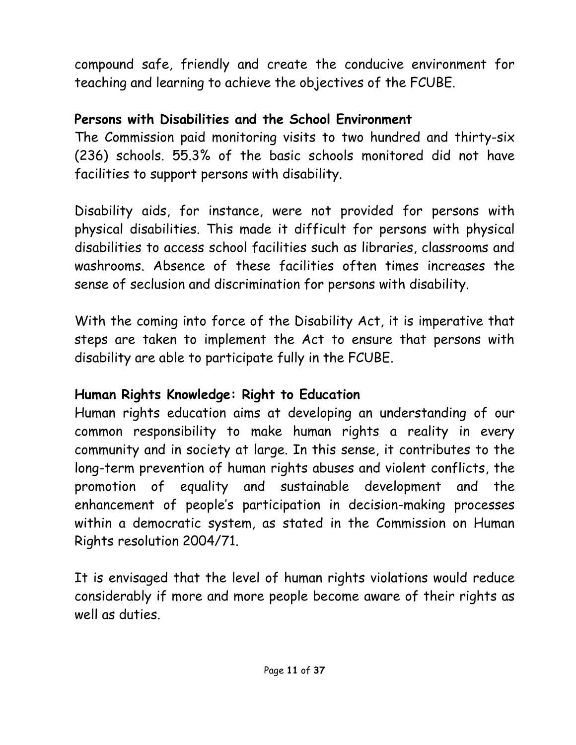compound safe, friendly and create the conducive environment for teaching and learning to achieve the objectives of the FCUBE.

**Persons with Disabilities and the School Environment**

The Commission paid monitoring visits to two hundred and thirty-six (236) schools. 55.3% of the basic schools monitored did not have facilities to support persons with disability.

Disability aids, for instance, were not provided for persons with physical disabilities. This made it difficult for persons with physical disabilities to access school facilities such as libraries, classrooms and washrooms. Absence of these facilities often times increases the sense of seclusion and discrimination for persons with disability.

With the coming into force of the Disability Act, it is imperative that steps are taken to implement the Act to ensure that persons with disability are able to participate fully in the FCUBE.

**Human Rights Knowledge: Right to Education**

Human rights education aims at developing an understanding of our common responsibility to make human rights a reality in every community and in society at large. In this sense, it contributes to the long-term prevention of human rights abuses and violent conflicts, the promotion of equality and sustainable development and the enhancement of people's participation in decision-making processes within a democratic system, as stated in the Commission on Human Rights resolution 2004/71.

It is envisaged that the level of human rights violations would reduce considerably if more and more people become aware of their rights as well as duties.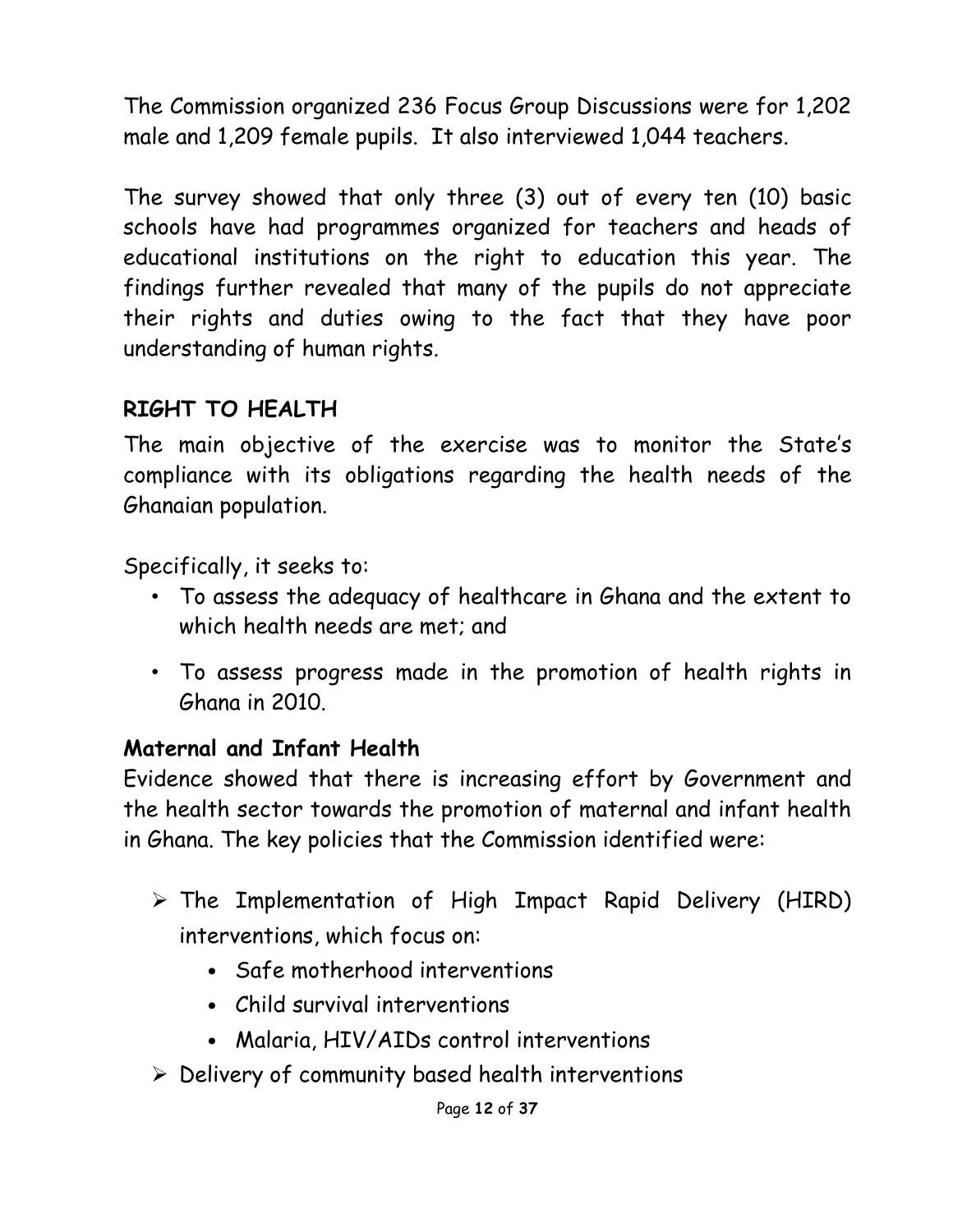The Commission organized 236 Focus Group Discussions were for 1,202 male and 1,209 female pupils. It also interviewed 1,044 teachers.

The survey showed that only three (3) out of every ten (10) basic schools have had programmes organized for teachers and heads of educational institutions on the right to education this year. The findings further revealed that many of the pupils do not appreciate their rights and duties owing to the fact that they have poor understanding of human rights.

## RIGHT TO HEALTH

The main objective of the exercise was to monitor the State's compliance with its obligations regarding the health needs of the Ghanaian population.

Specifically, it seeks to:

- To assess the adequacy of healthcare in Ghana and the extent to which health needs are met; and
- To assess progress made in the promotion of health rights in Ghana in 2010.

### Maternal and Infant Health

Evidence showed that there is increasing effort by Government and the health sector towards the promotion of maternal and infant health in Ghana. The key policies that the Commission identified were:

- The Implementation of High Impact Rapid Delivery (HIRD) interventions, which focus on:
  - Safe motherhood interventions
  - Child survival interventions
  - Malaria, HIV/AIDs control interventions
- Delivery of community based health interventions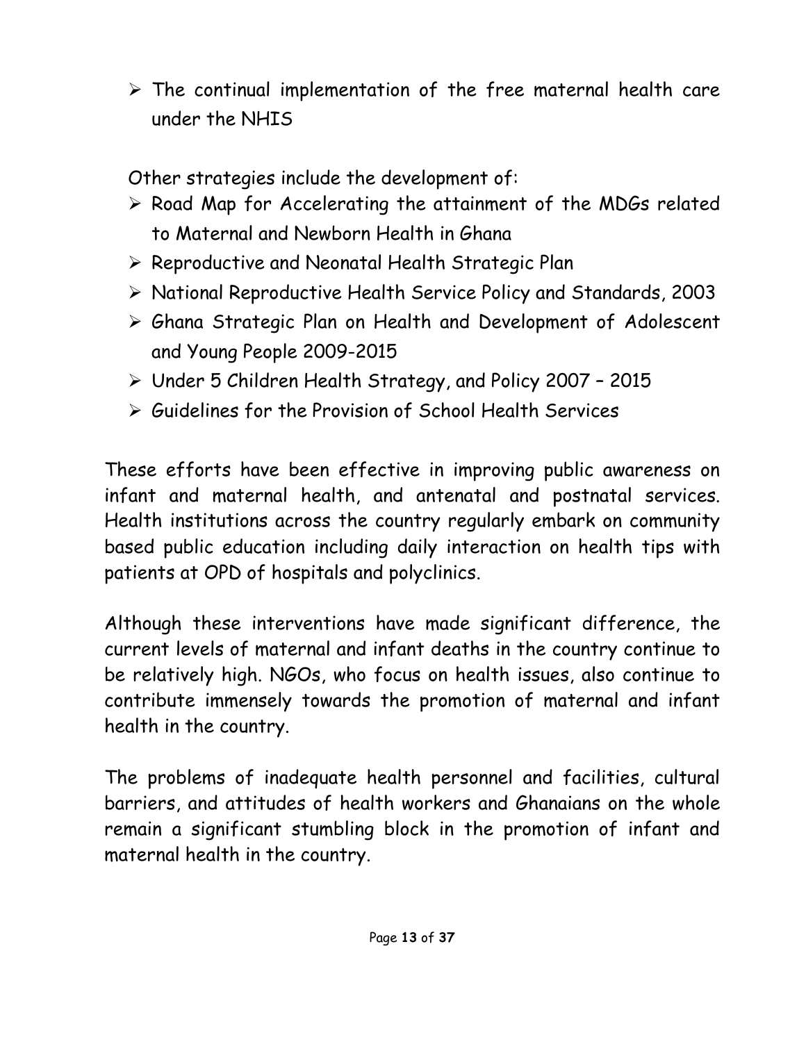- The continual implementation of the free maternal health care under the NHIS

Other strategies include the development of:

- Road Map for Accelerating the attainment of the MDGs related to Maternal and Newborn Health in Ghana
- Reproductive and Neonatal Health Strategic Plan
- National Reproductive Health Service Policy and Standards, 2003
- Ghana Strategic Plan on Health and Development of Adolescent and Young People 2009-2015
- Under 5 Children Health Strategy, and Policy 2007 – 2015
- Guidelines for the Provision of School Health Services

These efforts have been effective in improving public awareness on infant and maternal health, and antenatal and postnatal services. Health institutions across the country regularly embark on community based public education including daily interaction on health tips with patients at OPD of hospitals and polyclinics.

Although these interventions have made significant difference, the current levels of maternal and infant deaths in the country continue to be relatively high. NGOs, who focus on health issues, also continue to contribute immensely towards the promotion of maternal and infant health in the country.

The problems of inadequate health personnel and facilities, cultural barriers, and attitudes of health workers and Ghanaians on the whole remain a significant stumbling block in the promotion of infant and maternal health in the country.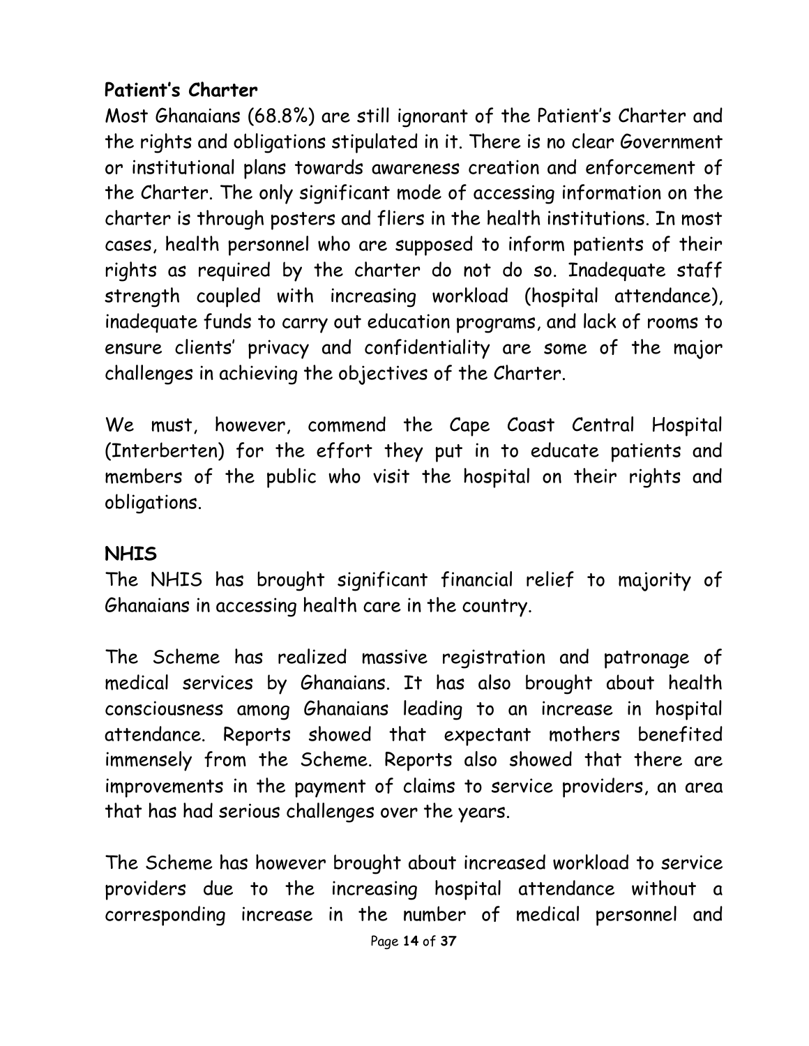**Patient's Charter**

Most Ghanaians (68.8%) are still ignorant of the Patient's Charter and the rights and obligations stipulated in it. There is no clear Government or institutional plans towards awareness creation and enforcement of the Charter. The only significant mode of accessing information on the charter is through posters and fliers in the health institutions. In most cases, health personnel who are supposed to inform patients of their rights as required by the charter do not do so. Inadequate staff strength coupled with increasing workload (hospital attendance), inadequate funds to carry out education programs, and lack of rooms to ensure clients' privacy and confidentiality are some of the major challenges in achieving the objectives of the Charter.

We must, however, commend the Cape Coast Central Hospital (Interberten) for the effort they put in to educate patients and members of the public who visit the hospital on their rights and obligations.

**NHIS**

The NHIS has brought significant financial relief to majority of Ghanaians in accessing health care in the country.

The Scheme has realized massive registration and patronage of medical services by Ghanaians. It has also brought about health consciousness among Ghanaians leading to an increase in hospital attendance. Reports showed that expectant mothers benefited immensely from the Scheme. Reports also showed that there are improvements in the payment of claims to service providers, an area that has had serious challenges over the years.

The Scheme has however brought about increased workload to service providers due to the increasing hospital attendance without a corresponding increase in the number of medical personnel and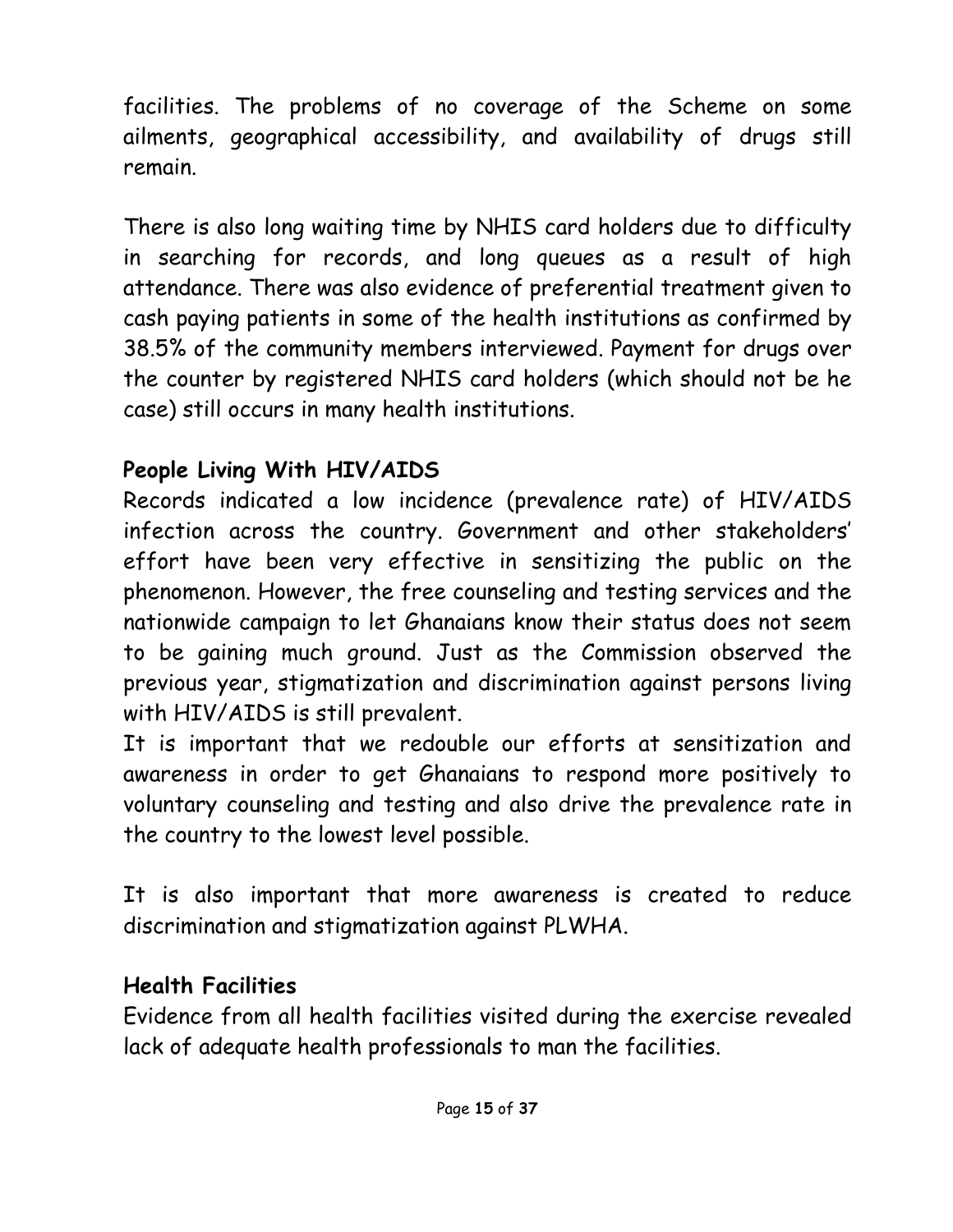facilities. The problems of no coverage of the Scheme on some ailments, geographical accessibility, and availability of drugs still remain.

There is also long waiting time by NHIS card holders due to difficulty in searching for records, and long queues as a result of high attendance. There was also evidence of preferential treatment given to cash paying patients in some of the health institutions as confirmed by 38.5% of the community members interviewed. Payment for drugs over the counter by registered NHIS card holders (which should not be he case) still occurs in many health institutions.

**People Living With HIV/AIDS**

Records indicated a low incidence (prevalence rate) of HIV/AIDS infection across the country. Government and other stakeholders' effort have been very effective in sensitizing the public on the phenomenon. However, the free counseling and testing services and the nationwide campaign to let Ghanaians know their status does not seem to be gaining much ground. Just as the Commission observed the previous year, stigmatization and discrimination against persons living with HIV/AIDS is still prevalent.

It is important that we redouble our efforts at sensitization and awareness in order to get Ghanaians to respond more positively to voluntary counseling and testing and also drive the prevalence rate in the country to the lowest level possible.

It is also important that more awareness is created to reduce discrimination and stigmatization against PLWHA.

**Health Facilities**

Evidence from all health facilities visited during the exercise revealed lack of adequate health professionals to man the facilities.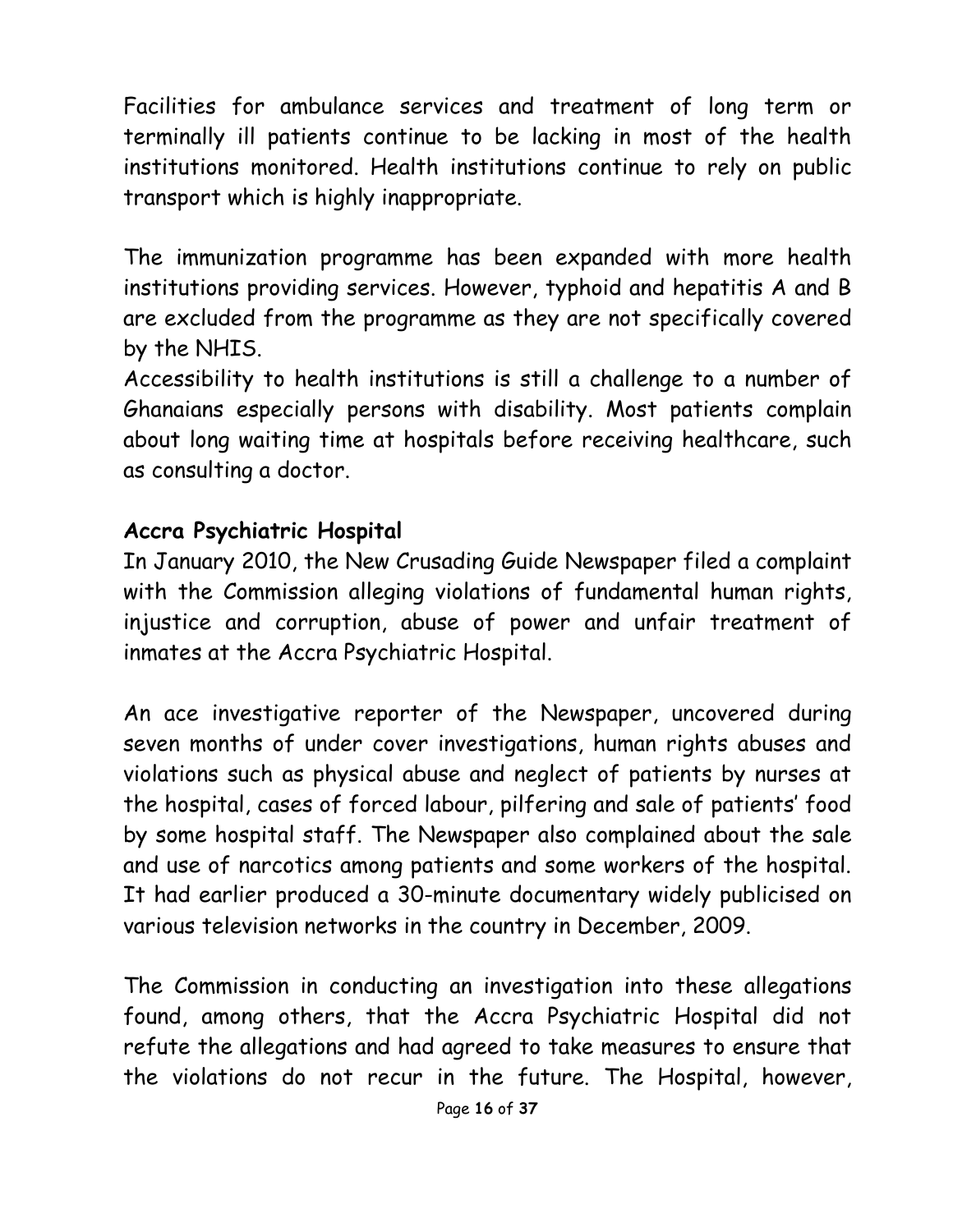Facilities for ambulance services and treatment of long term or terminally ill patients continue to be lacking in most of the health institutions monitored. Health institutions continue to rely on public transport which is highly inappropriate.

The immunization programme has been expanded with more health institutions providing services. However, typhoid and hepatitis A and B are excluded from the programme as they are not specifically covered by the NHIS.

Accessibility to health institutions is still a challenge to a number of Ghanaians especially persons with disability. Most patients complain about long waiting time at hospitals before receiving healthcare, such as consulting a doctor.

**Accra Psychiatric Hospital**

In January 2010, the New Crusading Guide Newspaper filed a complaint with the Commission alleging violations of fundamental human rights, injustice and corruption, abuse of power and unfair treatment of inmates at the Accra Psychiatric Hospital.

An ace investigative reporter of the Newspaper, uncovered during seven months of under cover investigations, human rights abuses and violations such as physical abuse and neglect of patients by nurses at the hospital, cases of forced labour, pilfering and sale of patients' food by some hospital staff. The Newspaper also complained about the sale and use of narcotics among patients and some workers of the hospital. It had earlier produced a 30-minute documentary widely publicised on various television networks in the country in December, 2009.

The Commission in conducting an investigation into these allegations found, among others, that the Accra Psychiatric Hospital did not refute the allegations and had agreed to take measures to ensure that the violations do not recur in the future. The Hospital, however,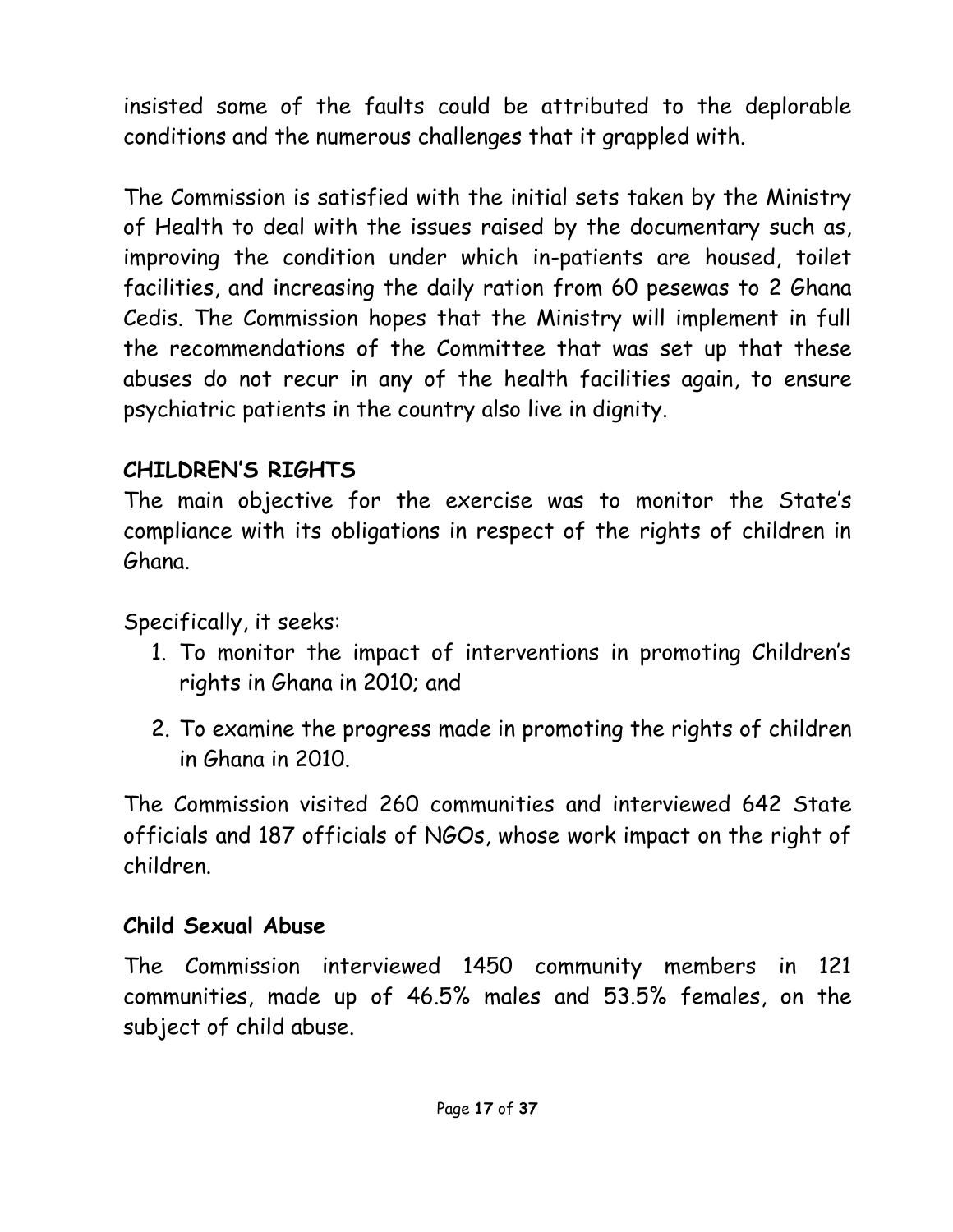insisted some of the faults could be attributed to the deplorable conditions and the numerous challenges that it grappled with.

The Commission is satisfied with the initial sets taken by the Ministry of Health to deal with the issues raised by the documentary such as, improving the condition under which in-patients are housed, toilet facilities, and increasing the daily ration from 60 pesewas to 2 Ghana Cedis. The Commission hopes that the Ministry will implement in full the recommendations of the Committee that was set up that these abuses do not recur in any of the health facilities again, to ensure psychiatric patients in the country also live in dignity.

## CHILDREN'S RIGHTS

The main objective for the exercise was to monitor the State's compliance with its obligations in respect of the rights of children in Ghana.

Specifically, it seeks:

1. To monitor the impact of interventions in promoting Children's rights in Ghana in 2010; and
2. To examine the progress made in promoting the rights of children in Ghana in 2010.

The Commission visited 260 communities and interviewed 642 State officials and 187 officials of NGOs, whose work impact on the right of children.

### Child Sexual Abuse

The Commission interviewed 1450 community members in 121 communities, made up of 46.5% males and 53.5% females, on the subject of child abuse.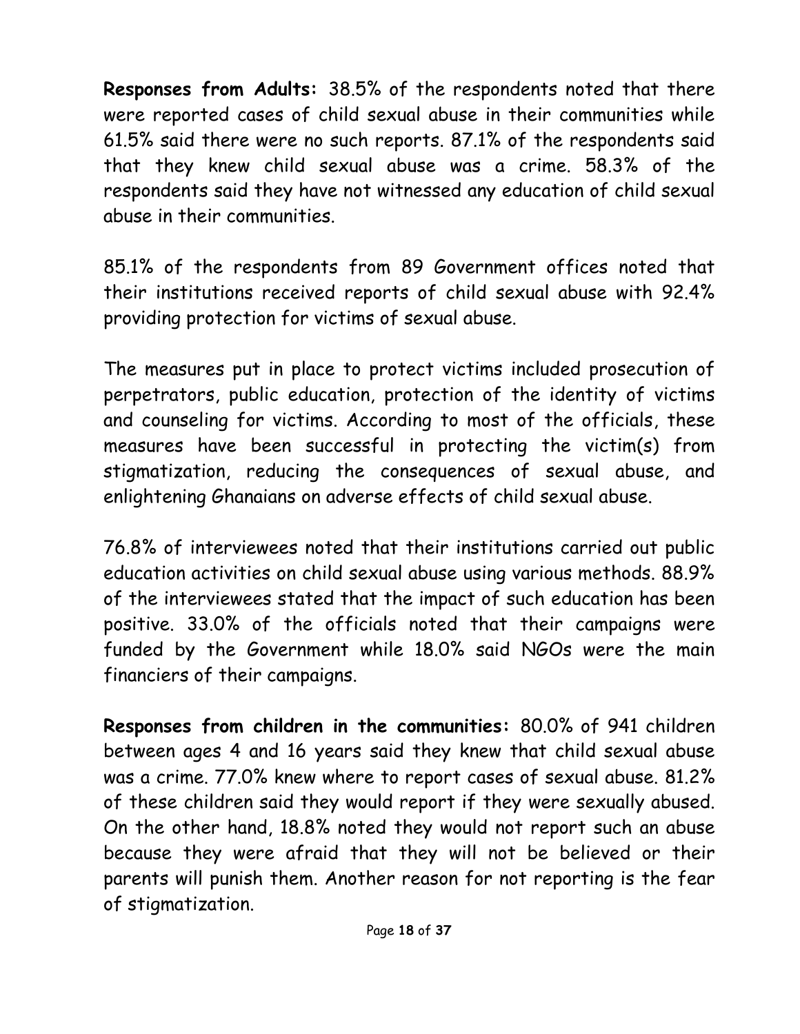**Responses from Adults:** 38.5% of the respondents noted that there were reported cases of child sexual abuse in their communities while 61.5% said there were no such reports. 87.1% of the respondents said that they knew child sexual abuse was a crime. 58.3% of the respondents said they have not witnessed any education of child sexual abuse in their communities.

85.1% of the respondents from 89 Government offices noted that their institutions received reports of child sexual abuse with 92.4% providing protection for victims of sexual abuse.

The measures put in place to protect victims included prosecution of perpetrators, public education, protection of the identity of victims and counseling for victims. According to most of the officials, these measures have been successful in protecting the victim(s) from stigmatization, reducing the consequences of sexual abuse, and enlightening Ghanaians on adverse effects of child sexual abuse.

76.8% of interviewees noted that their institutions carried out public education activities on child sexual abuse using various methods. 88.9% of the interviewees stated that the impact of such education has been positive. 33.0% of the officials noted that their campaigns were funded by the Government while 18.0% said NGOs were the main financiers of their campaigns.

**Responses from children in the communities:** 80.0% of 941 children between ages 4 and 16 years said they knew that child sexual abuse was a crime. 77.0% knew where to report cases of sexual abuse. 81.2% of these children said they would report if they were sexually abused. On the other hand, 18.8% noted they would not report such an abuse because they were afraid that they will not be believed or their parents will punish them. Another reason for not reporting is the fear of stigmatization.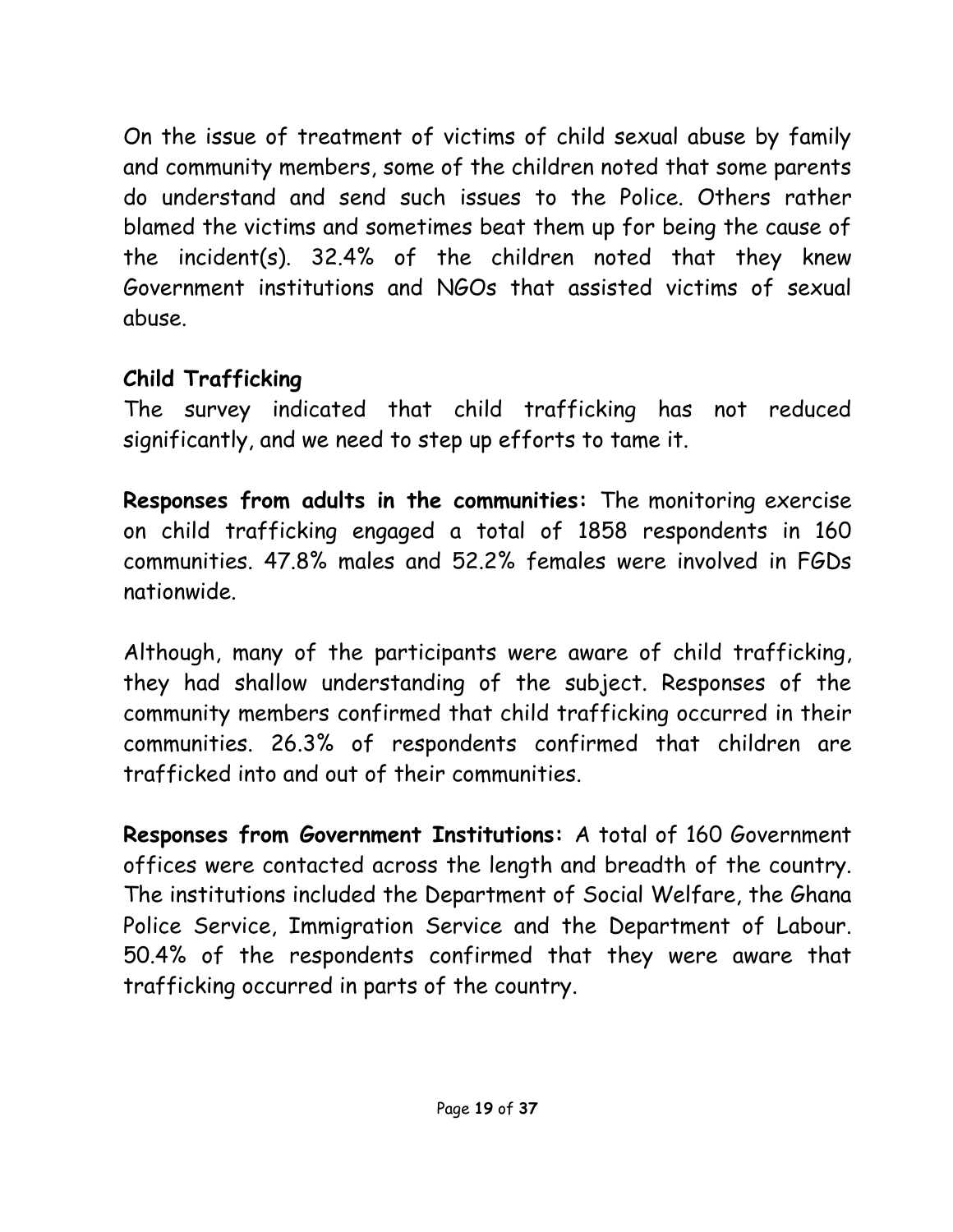On the issue of treatment of victims of child sexual abuse by family and community members, some of the children noted that some parents do understand and send such issues to the Police. Others rather blamed the victims and sometimes beat them up for being the cause of the incident(s). 32.4% of the children noted that they knew Government institutions and NGOs that assisted victims of sexual abuse.

### Child Trafficking

The survey indicated that child trafficking has not reduced significantly, and we need to step up efforts to tame it.

**Responses from adults in the communities:** The monitoring exercise on child trafficking engaged a total of 1858 respondents in 160 communities. 47.8% males and 52.2% females were involved in FGDs nationwide.

Although, many of the participants were aware of child trafficking, they had shallow understanding of the subject. Responses of the community members confirmed that child trafficking occurred in their communities. 26.3% of respondents confirmed that children are trafficked into and out of their communities.

**Responses from Government Institutions:** A total of 160 Government offices were contacted across the length and breadth of the country. The institutions included the Department of Social Welfare, the Ghana Police Service, Immigration Service and the Department of Labour. 50.4% of the respondents confirmed that they were aware that trafficking occurred in parts of the country.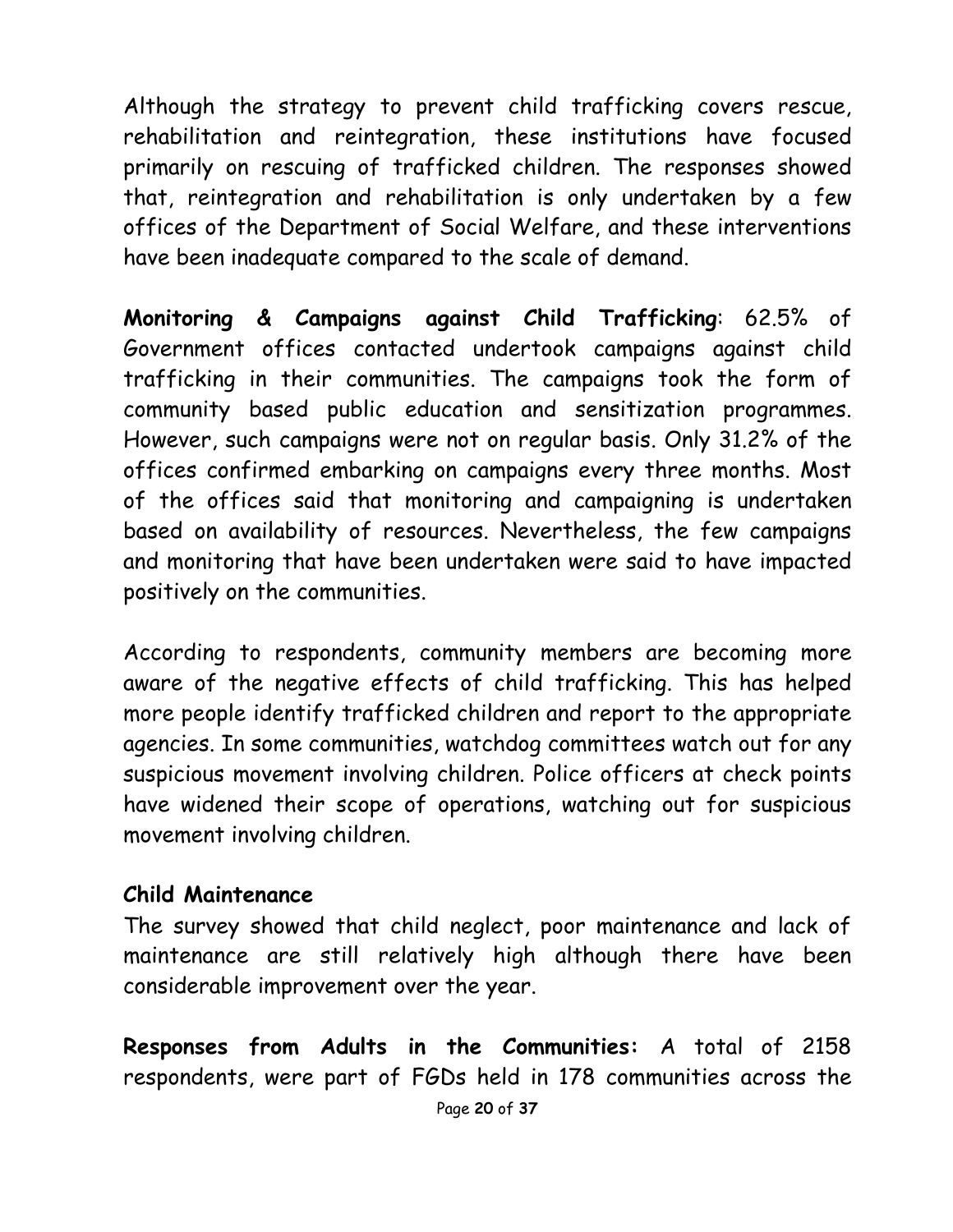Although the strategy to prevent child trafficking covers rescue, rehabilitation and reintegration, these institutions have focused primarily on rescuing of trafficked children. The responses showed that, reintegration and rehabilitation is only undertaken by a few offices of the Department of Social Welfare, and these interventions have been inadequate compared to the scale of demand.

**Monitoring & Campaigns against Child Trafficking**: 62.5% of Government offices contacted undertook campaigns against child trafficking in their communities. The campaigns took the form of community based public education and sensitization programmes. However, such campaigns were not on regular basis. Only 31.2% of the offices confirmed embarking on campaigns every three months. Most of the offices said that monitoring and campaigning is undertaken based on availability of resources. Nevertheless, the few campaigns and monitoring that have been undertaken were said to have impacted positively on the communities.

According to respondents, community members are becoming more aware of the negative effects of child trafficking. This has helped more people identify trafficked children and report to the appropriate agencies. In some communities, watchdog committees watch out for any suspicious movement involving children. Police officers at check points have widened their scope of operations, watching out for suspicious movement involving children.

**Child Maintenance**

The survey showed that child neglect, poor maintenance and lack of maintenance are still relatively high although there have been considerable improvement over the year.

**Responses from Adults in the Communities:** A total of 2158 respondents, were part of FGDs held in 178 communities across the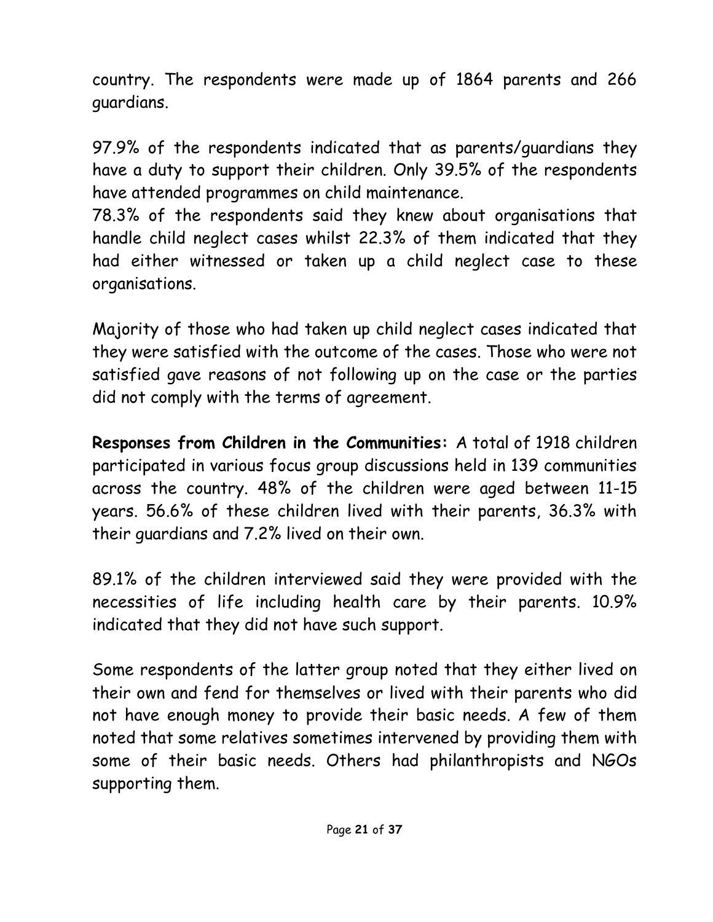country. The respondents were made up of 1864 parents and 266 guardians.

97.9% of the respondents indicated that as parents/guardians they have a duty to support their children. Only 39.5% of the respondents have attended programmes on child maintenance.
78.3% of the respondents said they knew about organisations that handle child neglect cases whilst 22.3% of them indicated that they had either witnessed or taken up a child neglect case to these organisations.

Majority of those who had taken up child neglect cases indicated that they were satisfied with the outcome of the cases. Those who were not satisfied gave reasons of not following up on the case or the parties did not comply with the terms of agreement.

**Responses from Children in the Communities:** A total of 1918 children participated in various focus group discussions held in 139 communities across the country. 48% of the children were aged between 11-15 years. 56.6% of these children lived with their parents, 36.3% with their guardians and 7.2% lived on their own.

89.1% of the children interviewed said they were provided with the necessities of life including health care by their parents. 10.9% indicated that they did not have such support.

Some respondents of the latter group noted that they either lived on their own and fend for themselves or lived with their parents who did not have enough money to provide their basic needs. A few of them noted that some relatives sometimes intervened by providing them with some of their basic needs. Others had philanthropists and NGOs supporting them.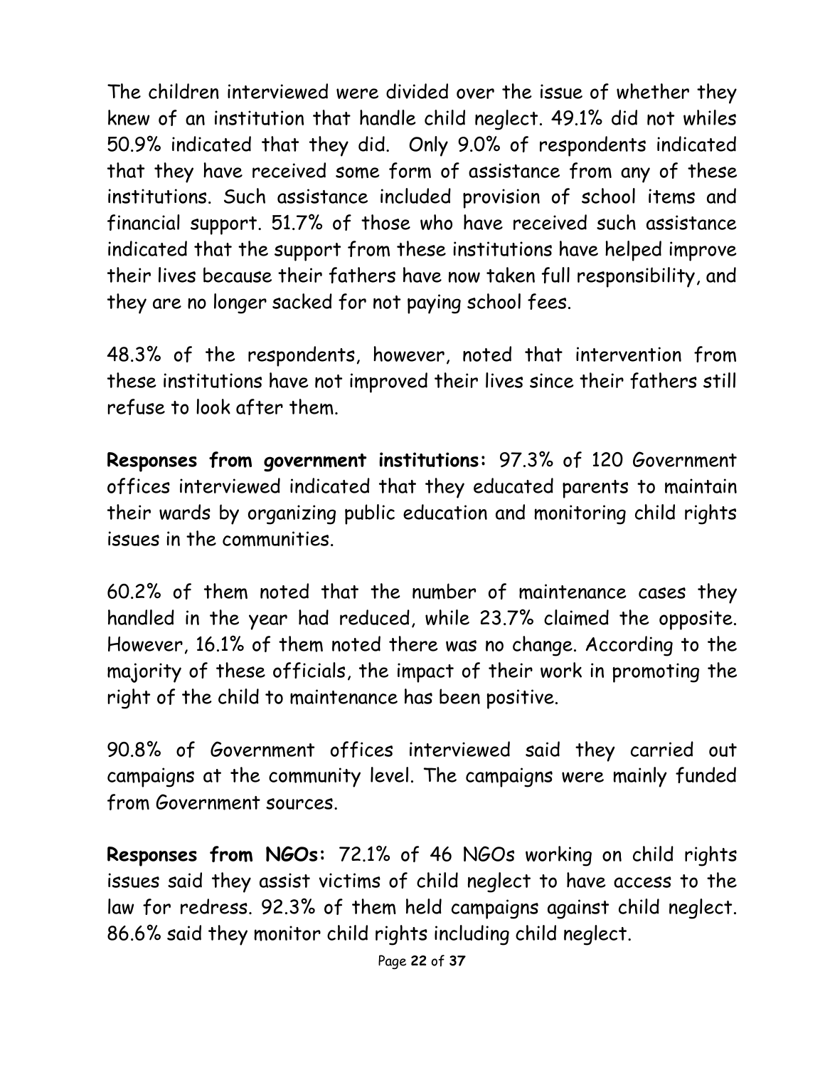The children interviewed were divided over the issue of whether they knew of an institution that handle child neglect. 49.1% did not whiles 50.9% indicated that they did. Only 9.0% of respondents indicated that they have received some form of assistance from any of these institutions. Such assistance included provision of school items and financial support. 51.7% of those who have received such assistance indicated that the support from these institutions have helped improve their lives because their fathers have now taken full responsibility, and they are no longer sacked for not paying school fees.

48.3% of the respondents, however, noted that intervention from these institutions have not improved their lives since their fathers still refuse to look after them.

**Responses from government institutions:** 97.3% of 120 Government offices interviewed indicated that they educated parents to maintain their wards by organizing public education and monitoring child rights issues in the communities.

60.2% of them noted that the number of maintenance cases they handled in the year had reduced, while 23.7% claimed the opposite. However, 16.1% of them noted there was no change. According to the majority of these officials, the impact of their work in promoting the right of the child to maintenance has been positive.

90.8% of Government offices interviewed said they carried out campaigns at the community level. The campaigns were mainly funded from Government sources.

**Responses from NGOs:** 72.1% of 46 NGOs working on child rights issues said they assist victims of child neglect to have access to the law for redress. 92.3% of them held campaigns against child neglect. 86.6% said they monitor child rights including child neglect.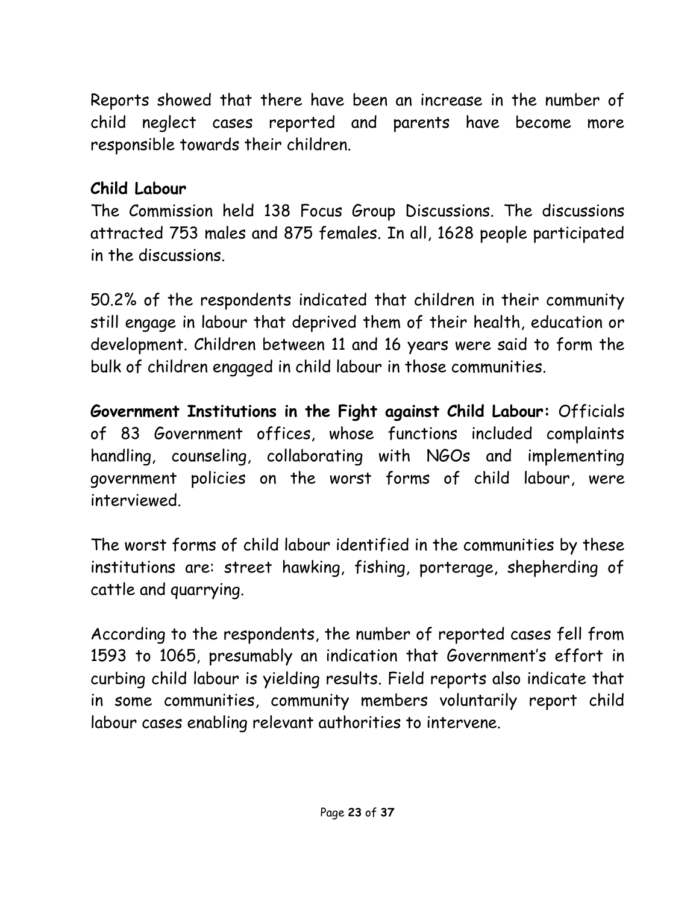Reports showed that there have been an increase in the number of child neglect cases reported and parents have become more responsible towards their children.

**Child Labour**

The Commission held 138 Focus Group Discussions. The discussions attracted 753 males and 875 females. In all, 1628 people participated in the discussions.

50.2% of the respondents indicated that children in their community still engage in labour that deprived them of their health, education or development. Children between 11 and 16 years were said to form the bulk of children engaged in child labour in those communities.

**Government Institutions in the Fight against Child Labour:** Officials of 83 Government offices, whose functions included complaints handling, counseling, collaborating with NGOs and implementing government policies on the worst forms of child labour, were interviewed.

The worst forms of child labour identified in the communities by these institutions are: street hawking, fishing, porterage, shepherding of cattle and quarrying.

According to the respondents, the number of reported cases fell from 1593 to 1065, presumably an indication that Government's effort in curbing child labour is yielding results. Field reports also indicate that in some communities, community members voluntarily report child labour cases enabling relevant authorities to intervene.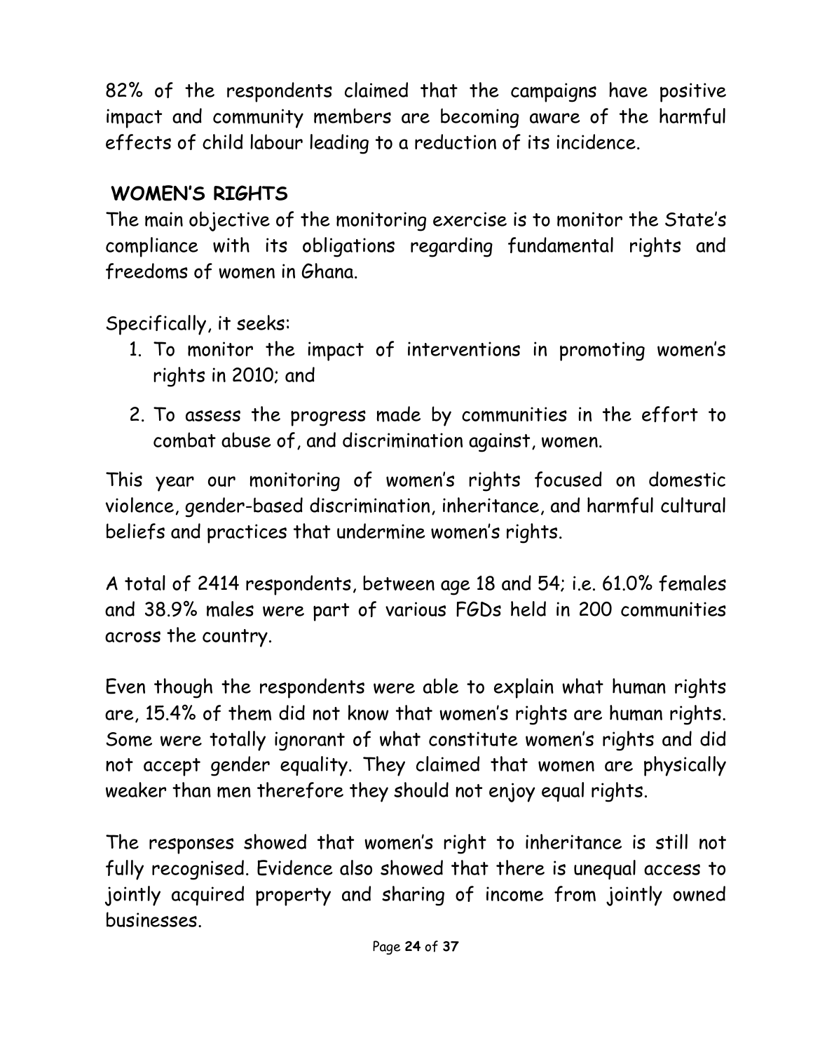82% of the respondents claimed that the campaigns have positive impact and community members are becoming aware of the harmful effects of child labour leading to a reduction of its incidence.

## WOMEN'S RIGHTS

The main objective of the monitoring exercise is to monitor the State's compliance with its obligations regarding fundamental rights and freedoms of women in Ghana.

Specifically, it seeks:

1. To monitor the impact of interventions in promoting women's rights in 2010; and
2. To assess the progress made by communities in the effort to combat abuse of, and discrimination against, women.

This year our monitoring of women's rights focused on domestic violence, gender-based discrimination, inheritance, and harmful cultural beliefs and practices that undermine women's rights.

A total of 2414 respondents, between age 18 and 54; i.e. 61.0% females and 38.9% males were part of various FGDs held in 200 communities across the country.

Even though the respondents were able to explain what human rights are, 15.4% of them did not know that women's rights are human rights. Some were totally ignorant of what constitute women's rights and did not accept gender equality. They claimed that women are physically weaker than men therefore they should not enjoy equal rights.

The responses showed that women's right to inheritance is still not fully recognised. Evidence also showed that there is unequal access to jointly acquired property and sharing of income from jointly owned businesses.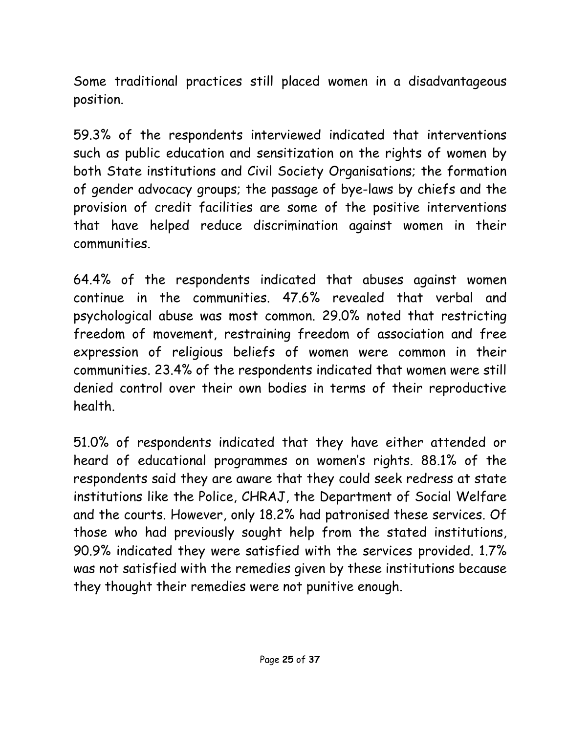Some traditional practices still placed women in a disadvantageous position.

59.3% of the respondents interviewed indicated that interventions such as public education and sensitization on the rights of women by both State institutions and Civil Society Organisations; the formation of gender advocacy groups; the passage of bye-laws by chiefs and the provision of credit facilities are some of the positive interventions that have helped reduce discrimination against women in their communities.

64.4% of the respondents indicated that abuses against women continue in the communities. 47.6% revealed that verbal and psychological abuse was most common. 29.0% noted that restricting freedom of movement, restraining freedom of association and free expression of religious beliefs of women were common in their communities. 23.4% of the respondents indicated that women were still denied control over their own bodies in terms of their reproductive health.

51.0% of respondents indicated that they have either attended or heard of educational programmes on women's rights. 88.1% of the respondents said they are aware that they could seek redress at state institutions like the Police, CHRAJ, the Department of Social Welfare and the courts. However, only 18.2% had patronised these services. Of those who had previously sought help from the stated institutions, 90.9% indicated they were satisfied with the services provided. 1.7% was not satisfied with the remedies given by these institutions because they thought their remedies were not punitive enough.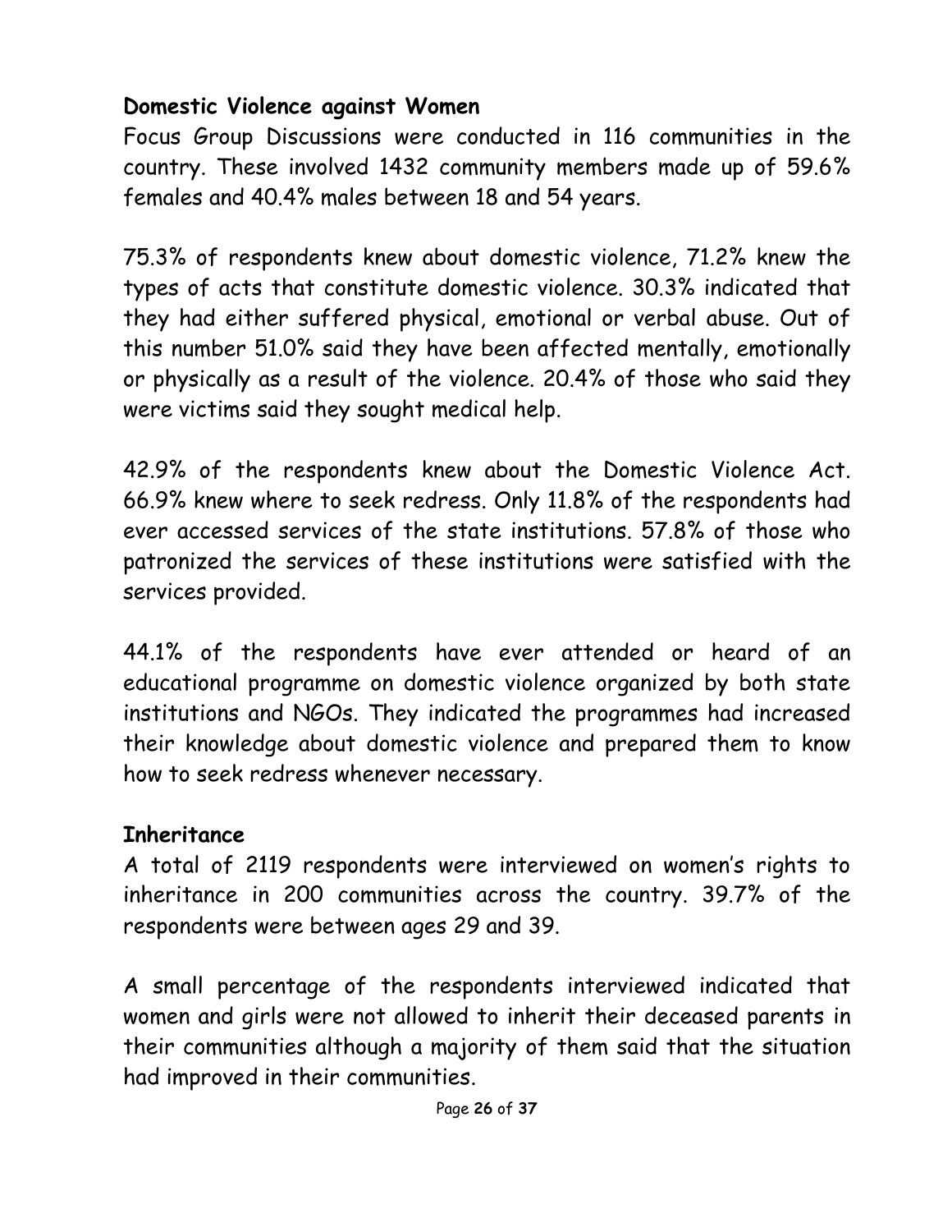**Domestic Violence against Women**

Focus Group Discussions were conducted in 116 communities in the country. These involved 1432 community members made up of 59.6% females and 40.4% males between 18 and 54 years.

75.3% of respondents knew about domestic violence, 71.2% knew the types of acts that constitute domestic violence. 30.3% indicated that they had either suffered physical, emotional or verbal abuse. Out of this number 51.0% said they have been affected mentally, emotionally or physically as a result of the violence. 20.4% of those who said they were victims said they sought medical help.

42.9% of the respondents knew about the Domestic Violence Act. 66.9% knew where to seek redress. Only 11.8% of the respondents had ever accessed services of the state institutions. 57.8% of those who patronized the services of these institutions were satisfied with the services provided.

44.1% of the respondents have ever attended or heard of an educational programme on domestic violence organized by both state institutions and NGOs. They indicated the programmes had increased their knowledge about domestic violence and prepared them to know how to seek redress whenever necessary.

**Inheritance**

A total of 2119 respondents were interviewed on women's rights to inheritance in 200 communities across the country. 39.7% of the respondents were between ages 29 and 39.

A small percentage of the respondents interviewed indicated that women and girls were not allowed to inherit their deceased parents in their communities although a majority of them said that the situation had improved in their communities.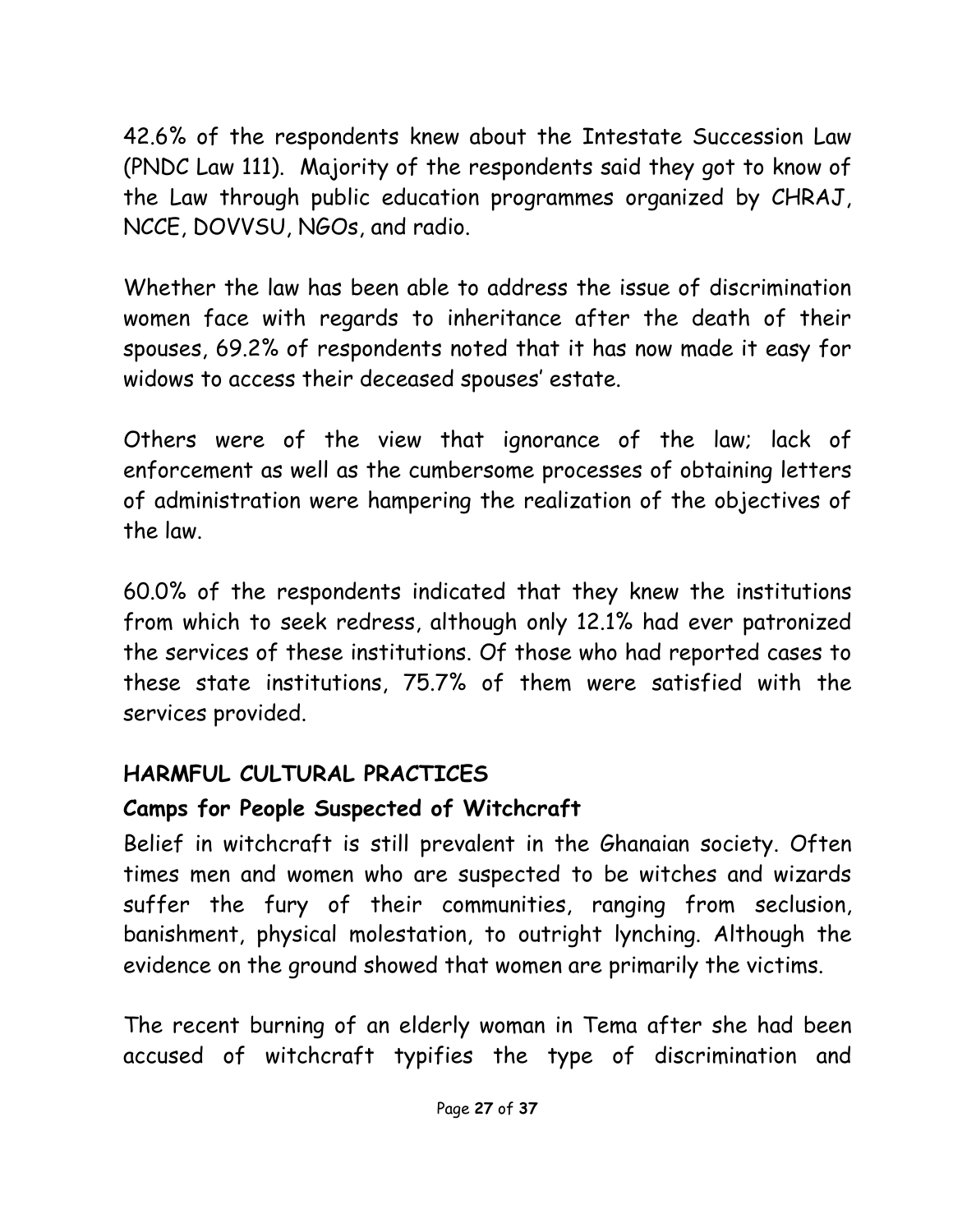42.6% of the respondents knew about the Intestate Succession Law (PNDC Law 111). Majority of the respondents said they got to know of the Law through public education programmes organized by CHRAJ, NCCE, DOVVSU, NGOs, and radio.

Whether the law has been able to address the issue of discrimination women face with regards to inheritance after the death of their spouses, 69.2% of respondents noted that it has now made it easy for widows to access their deceased spouses' estate.

Others were of the view that ignorance of the law; lack of enforcement as well as the cumbersome processes of obtaining letters of administration were hampering the realization of the objectives of the law.

60.0% of the respondents indicated that they knew the institutions from which to seek redress, although only 12.1% had ever patronized the services of these institutions. Of those who had reported cases to these state institutions, 75.7% of them were satisfied with the services provided.

## HARMFUL CULTURAL PRACTICES

### Camps for People Suspected of Witchcraft

Belief in witchcraft is still prevalent in the Ghanaian society. Often times men and women who are suspected to be witches and wizards suffer the fury of their communities, ranging from seclusion, banishment, physical molestation, to outright lynching. Although the evidence on the ground showed that women are primarily the victims.

The recent burning of an elderly woman in Tema after she had been accused of witchcraft typifies the type of discrimination and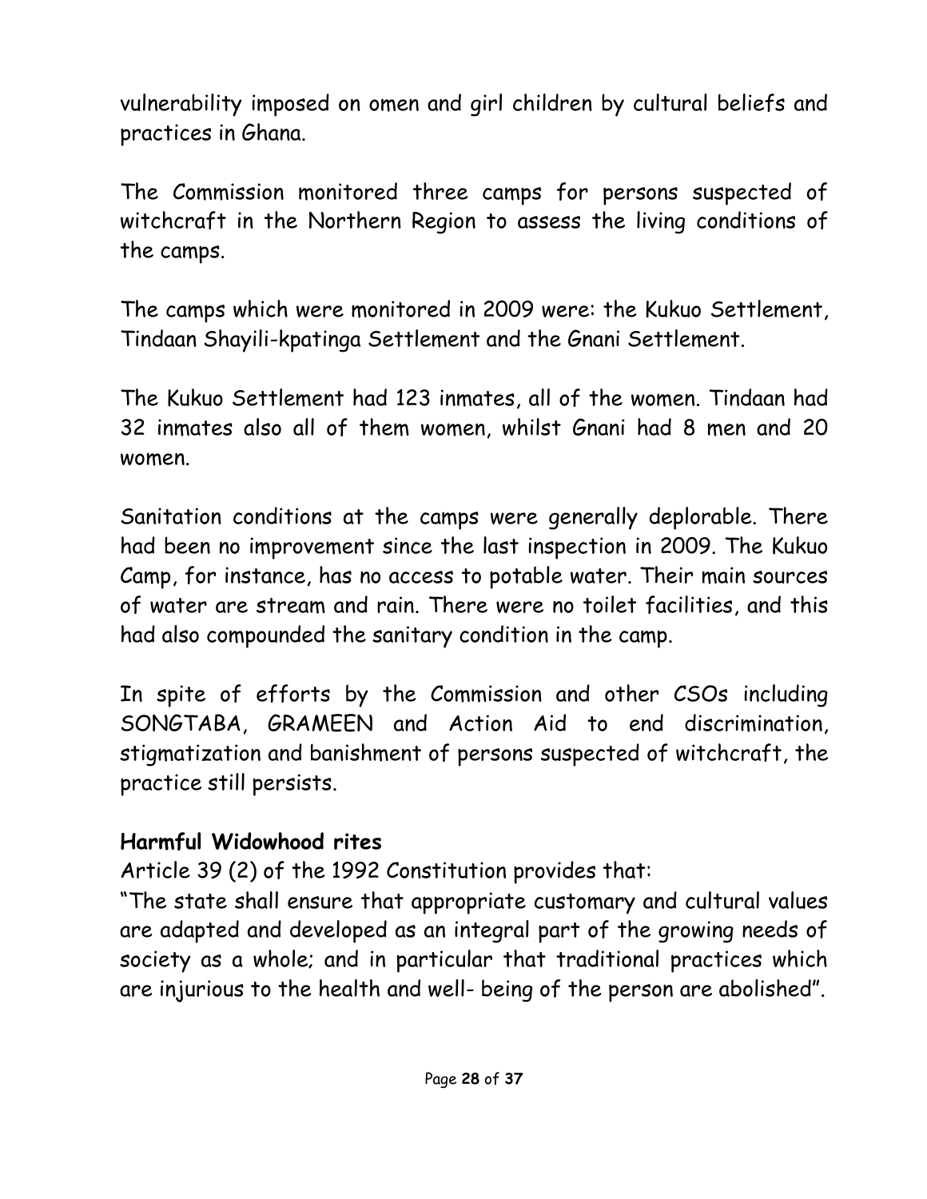vulnerability imposed on omen and girl children by cultural beliefs and practices in Ghana.

The Commission monitored three camps for persons suspected of witchcraft in the Northern Region to assess the living conditions of the camps.

The camps which were monitored in 2009 were: the Kukuo Settlement, Tindaan Shayili-kpatinga Settlement and the Gnani Settlement.

The Kukuo Settlement had 123 inmates, all of the women. Tindaan had 32 inmates also all of them women, whilst Gnani had 8 men and 20 women.

Sanitation conditions at the camps were generally deplorable. There had been no improvement since the last inspection in 2009. The Kukuo Camp, for instance, has no access to potable water. Their main sources of water are stream and rain. There were no toilet facilities, and this had also compounded the sanitary condition in the camp.

In spite of efforts by the Commission and other CSOs including SONGTABA, GRAMEEN and Action Aid to end discrimination, stigmatization and banishment of persons suspected of witchcraft, the practice still persists.

**Harmful Widowhood rites**

Article 39 (2) of the 1992 Constitution provides that:

"The state shall ensure that appropriate customary and cultural values are adapted and developed as an integral part of the growing needs of society as a whole; and in particular that traditional practices which are injurious to the health and well- being of the person are abolished".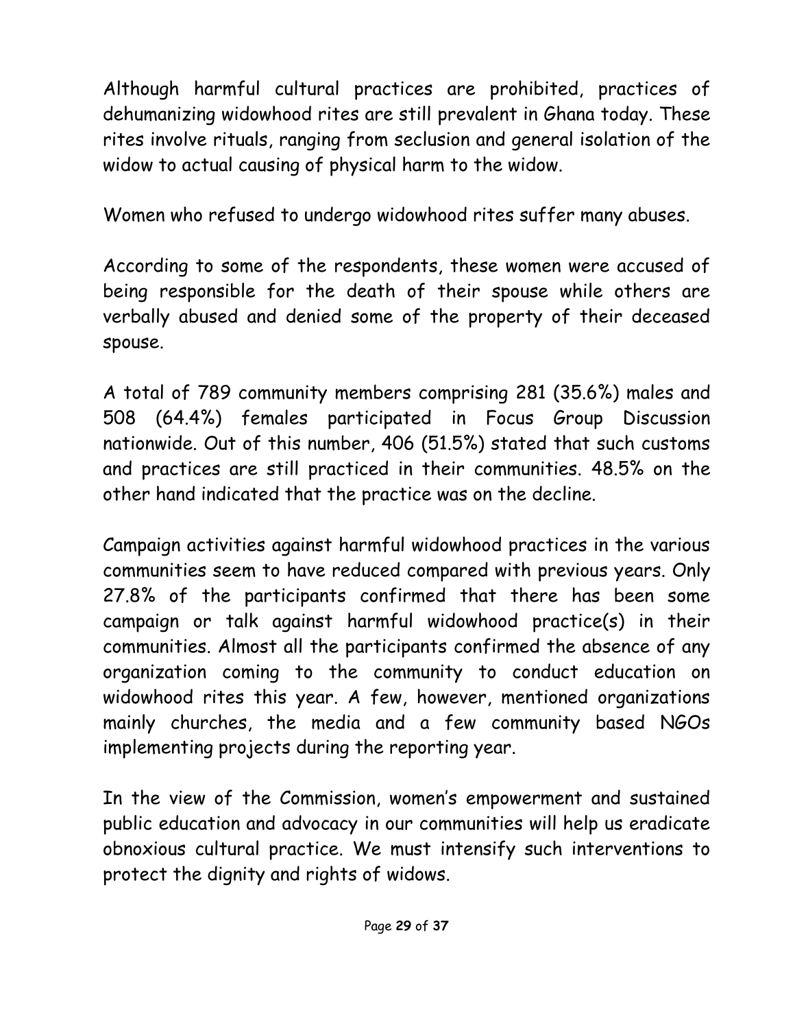Although harmful cultural practices are prohibited, practices of dehumanizing widowhood rites are still prevalent in Ghana today. These rites involve rituals, ranging from seclusion and general isolation of the widow to actual causing of physical harm to the widow.

Women who refused to undergo widowhood rites suffer many abuses.

According to some of the respondents, these women were accused of being responsible for the death of their spouse while others are verbally abused and denied some of the property of their deceased spouse.

A total of 789 community members comprising 281 (35.6%) males and 508 (64.4%) females participated in Focus Group Discussion nationwide. Out of this number, 406 (51.5%) stated that such customs and practices are still practiced in their communities. 48.5% on the other hand indicated that the practice was on the decline.

Campaign activities against harmful widowhood practices in the various communities seem to have reduced compared with previous years. Only 27.8% of the participants confirmed that there has been some campaign or talk against harmful widowhood practice(s) in their communities. Almost all the participants confirmed the absence of any organization coming to the community to conduct education on widowhood rites this year. A few, however, mentioned organizations mainly churches, the media and a few community based NGOs implementing projects during the reporting year.

In the view of the Commission, women's empowerment and sustained public education and advocacy in our communities will help us eradicate obnoxious cultural practice. We must intensify such interventions to protect the dignity and rights of widows.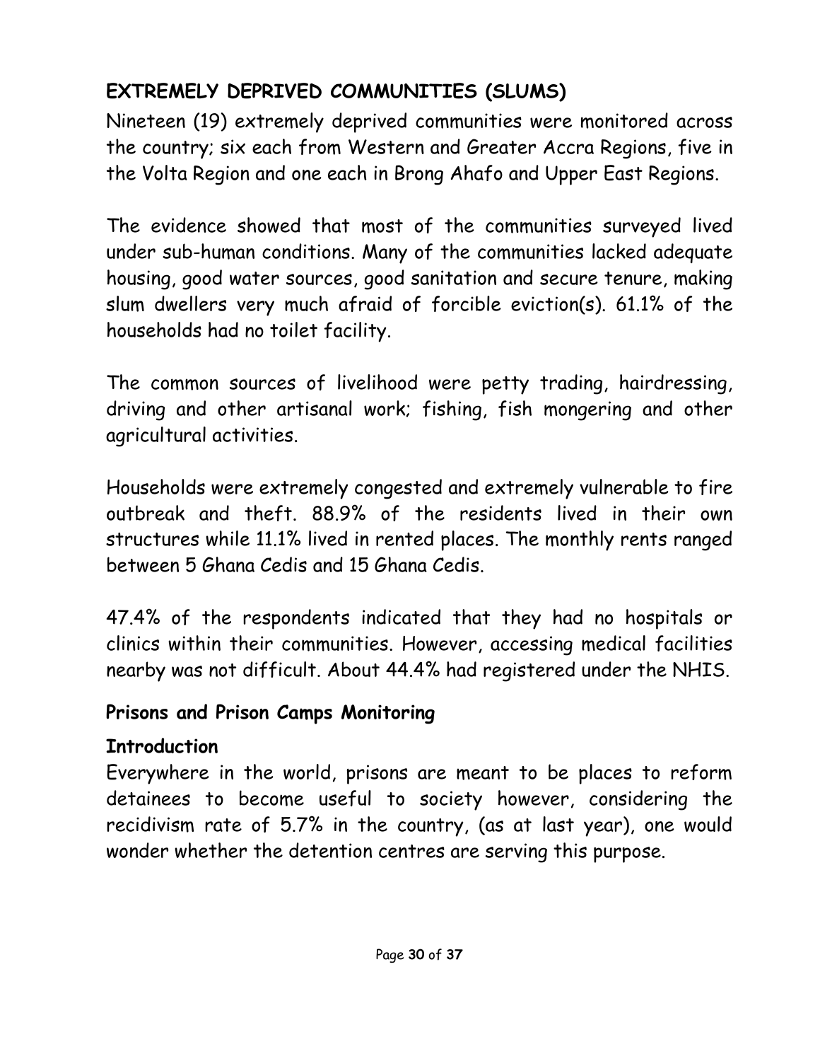## EXTREMELY DEPRIVED COMMUNITIES (SLUMS)

Nineteen (19) extremely deprived communities were monitored across the country; six each from Western and Greater Accra Regions, five in the Volta Region and one each in Brong Ahafo and Upper East Regions.

The evidence showed that most of the communities surveyed lived under sub-human conditions. Many of the communities lacked adequate housing, good water sources, good sanitation and secure tenure, making slum dwellers very much afraid of forcible eviction(s). 61.1% of the households had no toilet facility.

The common sources of livelihood were petty trading, hairdressing, driving and other artisanal work; fishing, fish mongering and other agricultural activities.

Households were extremely congested and extremely vulnerable to fire outbreak and theft. 88.9% of the residents lived in their own structures while 11.1% lived in rented places. The monthly rents ranged between 5 Ghana Cedis and 15 Ghana Cedis.

47.4% of the respondents indicated that they had no hospitals or clinics within their communities. However, accessing medical facilities nearby was not difficult. About 44.4% had registered under the NHIS.

### Prisons and Prison Camps Monitoring

### Introduction

Everywhere in the world, prisons are meant to be places to reform detainees to become useful to society however, considering the recidivism rate of 5.7% in the country, (as at last year), one would wonder whether the detention centres are serving this purpose.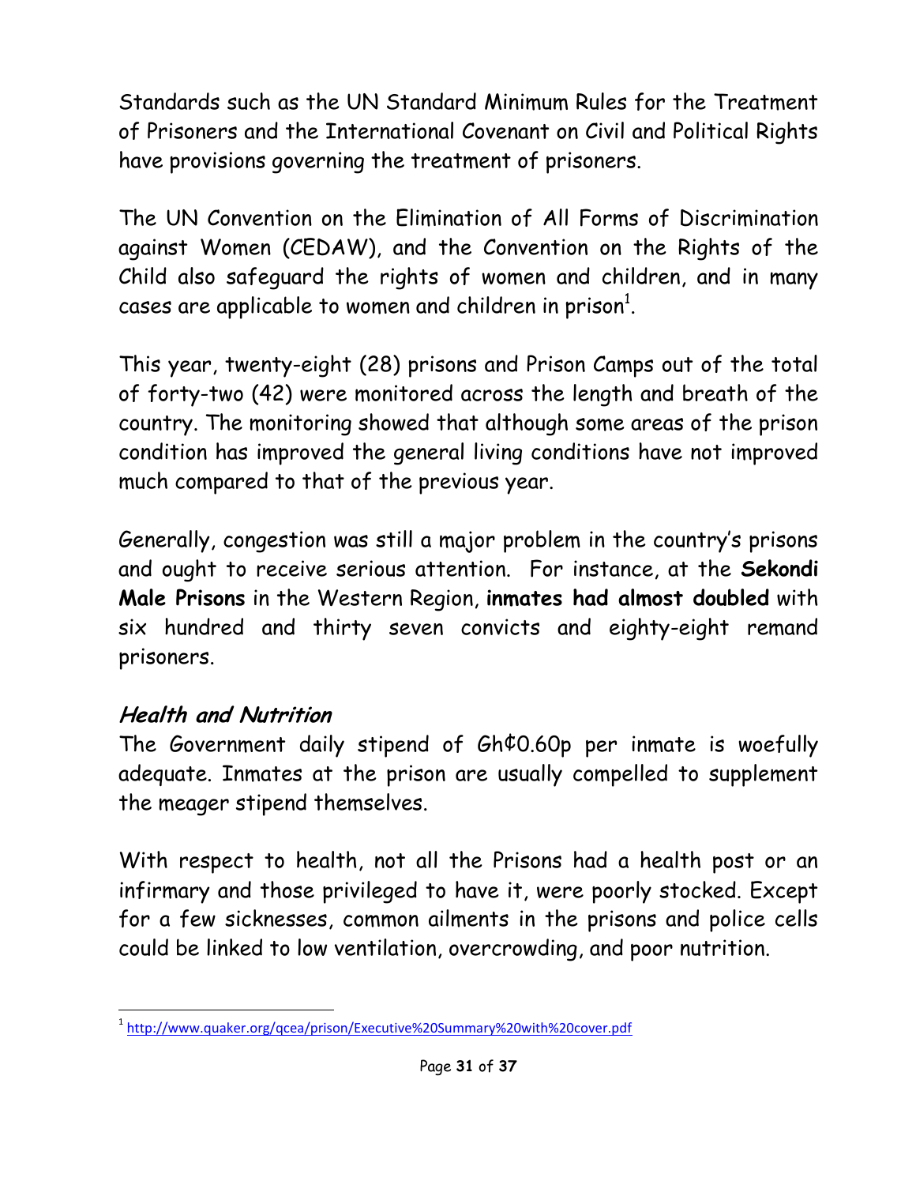Standards such as the UN Standard Minimum Rules for the Treatment of Prisoners and the International Covenant on Civil and Political Rights have provisions governing the treatment of prisoners.

The UN Convention on the Elimination of All Forms of Discrimination against Women (CEDAW), and the Convention on the Rights of the Child also safeguard the rights of women and children, and in many cases are applicable to women and children in prison[1].

This year, twenty-eight (28) prisons and Prison Camps out of the total of forty-two (42) were monitored across the length and breath of the country. The monitoring showed that although some areas of the prison condition has improved the general living conditions have not improved much compared to that of the previous year.

Generally, congestion was still a major problem in the country's prisons and ought to receive serious attention. For instance, at the **Sekondi Male Prisons** in the Western Region, **inmates had almost doubled** with six hundred and thirty seven convicts and eighty-eight remand prisoners.

### *Health and Nutrition*

The Government daily stipend of Gh¢0.60p per inmate is woefully adequate. Inmates at the prison are usually compelled to supplement the meager stipend themselves.

With respect to health, not all the Prisons had a health post or an infirmary and those privileged to have it, were poorly stocked. Except for a few sicknesses, common ailments in the prisons and police cells could be linked to low ventilation, overcrowding, and poor nutrition.

---

[1] http://www.quaker.org/qcea/prison/Executive%20Summary%20with%20cover.pdf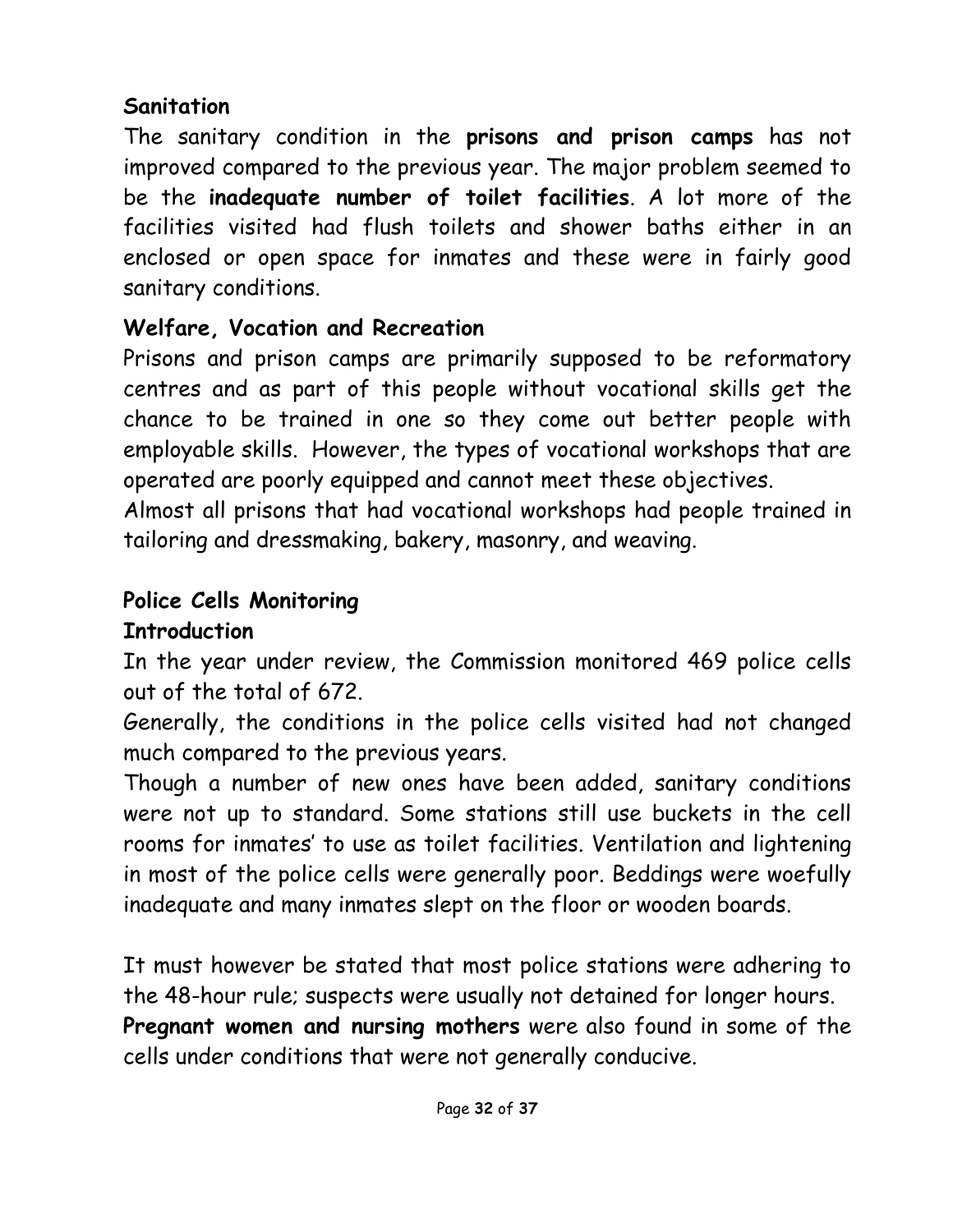## Sanitation

The sanitary condition in the **prisons and prison camps** has not improved compared to the previous year. The major problem seemed to be the **inadequate number of toilet facilities**. A lot more of the facilities visited had flush toilets and shower baths either in an enclosed or open space for inmates and these were in fairly good sanitary conditions.

## Welfare, Vocation and Recreation

Prisons and prison camps are primarily supposed to be reformatory centres and as part of this people without vocational skills get the chance to be trained in one so they come out better people with employable skills. However, the types of vocational workshops that are operated are poorly equipped and cannot meet these objectives.

Almost all prisons that had vocational workshops had people trained in tailoring and dressmaking, bakery, masonry, and weaving.

## Police Cells Monitoring

### Introduction

In the year under review, the Commission monitored 469 police cells out of the total of 672.

Generally, the conditions in the police cells visited had not changed much compared to the previous years.

Though a number of new ones have been added, sanitary conditions were not up to standard. Some stations still use buckets in the cell rooms for inmates' to use as toilet facilities. Ventilation and lightening in most of the police cells were generally poor. Beddings were woefully inadequate and many inmates slept on the floor or wooden boards.

It must however be stated that most police stations were adhering to the 48-hour rule; suspects were usually not detained for longer hours. **Pregnant women and nursing mothers** were also found in some of the cells under conditions that were not generally conducive.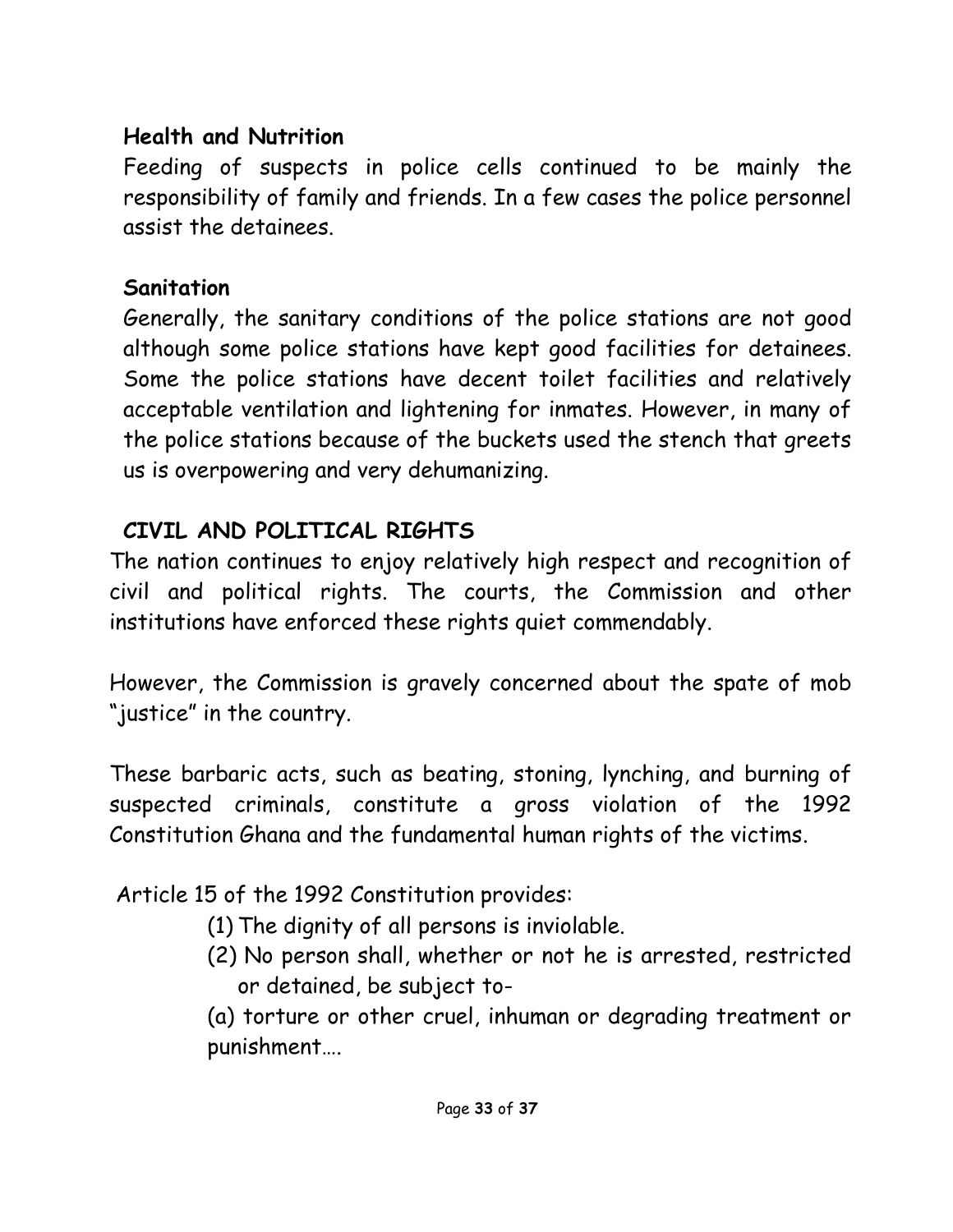**Health and Nutrition**

Feeding of suspects in police cells continued to be mainly the responsibility of family and friends. In a few cases the police personnel assist the detainees.

**Sanitation**

Generally, the sanitary conditions of the police stations are not good although some police stations have kept good facilities for detainees. Some the police stations have decent toilet facilities and relatively acceptable ventilation and lightening for inmates. However, in many of the police stations because of the buckets used the stench that greets us is overpowering and very dehumanizing.

## CIVIL AND POLITICAL RIGHTS

The nation continues to enjoy relatively high respect and recognition of civil and political rights. The courts, the Commission and other institutions have enforced these rights quiet commendably.

However, the Commission is gravely concerned about the spate of mob "justice" in the country.

These barbaric acts, such as beating, stoning, lynching, and burning of suspected criminals, constitute a gross violation of the 1992 Constitution Ghana and the fundamental human rights of the victims.

Article 15 of the 1992 Constitution provides:

(1) The dignity of all persons is inviolable.

(2) No person shall, whether or not he is arrested, restricted or detained, be subject to-

(a) torture or other cruel, inhuman or degrading treatment or punishment….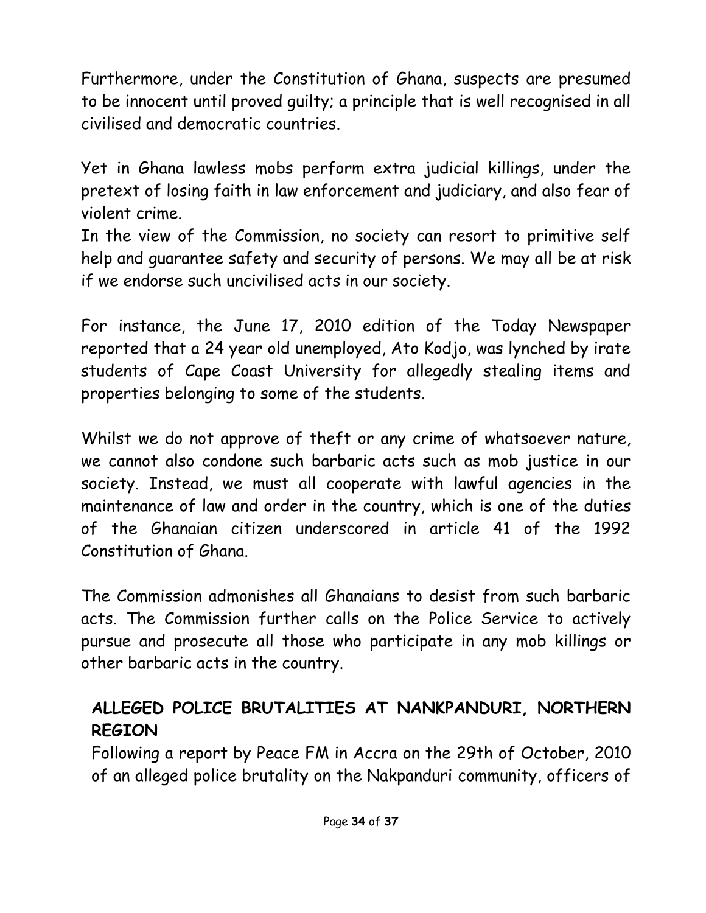Furthermore, under the Constitution of Ghana, suspects are presumed to be innocent until proved guilty; a principle that is well recognised in all civilised and democratic countries.

Yet in Ghana lawless mobs perform extra judicial killings, under the pretext of losing faith in law enforcement and judiciary, and also fear of violent crime.
In the view of the Commission, no society can resort to primitive self help and guarantee safety and security of persons. We may all be at risk if we endorse such uncivilised acts in our society.

For instance, the June 17, 2010 edition of the Today Newspaper reported that a 24 year old unemployed, Ato Kodjo, was lynched by irate students of Cape Coast University for allegedly stealing items and properties belonging to some of the students.

Whilst we do not approve of theft or any crime of whatsoever nature, we cannot also condone such barbaric acts such as mob justice in our society. Instead, we must all cooperate with lawful agencies in the maintenance of law and order in the country, which is one of the duties of the Ghanaian citizen underscored in article 41 of the 1992 Constitution of Ghana.

The Commission admonishes all Ghanaians to desist from such barbaric acts. The Commission further calls on the Police Service to actively pursue and prosecute all those who participate in any mob killings or other barbaric acts in the country.

## ALLEGED POLICE BRUTALITIES AT NANKPANDURI, NORTHERN REGION

Following a report by Peace FM in Accra on the 29th of October, 2010 of an alleged police brutality on the Nakpanduri community, officers of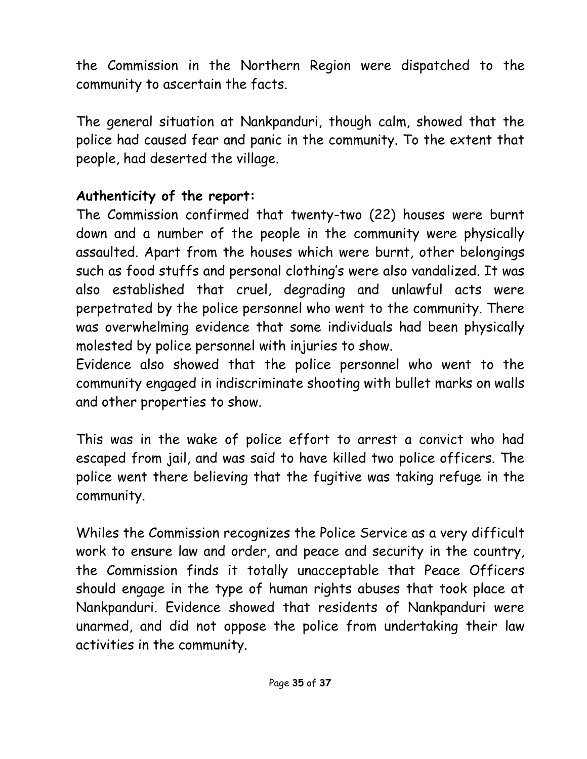the Commission in the Northern Region were dispatched to the community to ascertain the facts.

The general situation at Nankpanduri, though calm, showed that the police had caused fear and panic in the community. To the extent that people, had deserted the village.

**Authenticity of the report:**

The Commission confirmed that twenty-two (22) houses were burnt down and a number of the people in the community were physically assaulted. Apart from the houses which were burnt, other belongings such as food stuffs and personal clothing's were also vandalized. It was also established that cruel, degrading and unlawful acts were perpetrated by the police personnel who went to the community. There was overwhelming evidence that some individuals had been physically molested by police personnel with injuries to show.

Evidence also showed that the police personnel who went to the community engaged in indiscriminate shooting with bullet marks on walls and other properties to show.

This was in the wake of police effort to arrest a convict who had escaped from jail, and was said to have killed two police officers. The police went there believing that the fugitive was taking refuge in the community.

Whiles the Commission recognizes the Police Service as a very difficult work to ensure law and order, and peace and security in the country, the Commission finds it totally unacceptable that Peace Officers should engage in the type of human rights abuses that took place at Nankpanduri. Evidence showed that residents of Nankpanduri were unarmed, and did not oppose the police from undertaking their law activities in the community.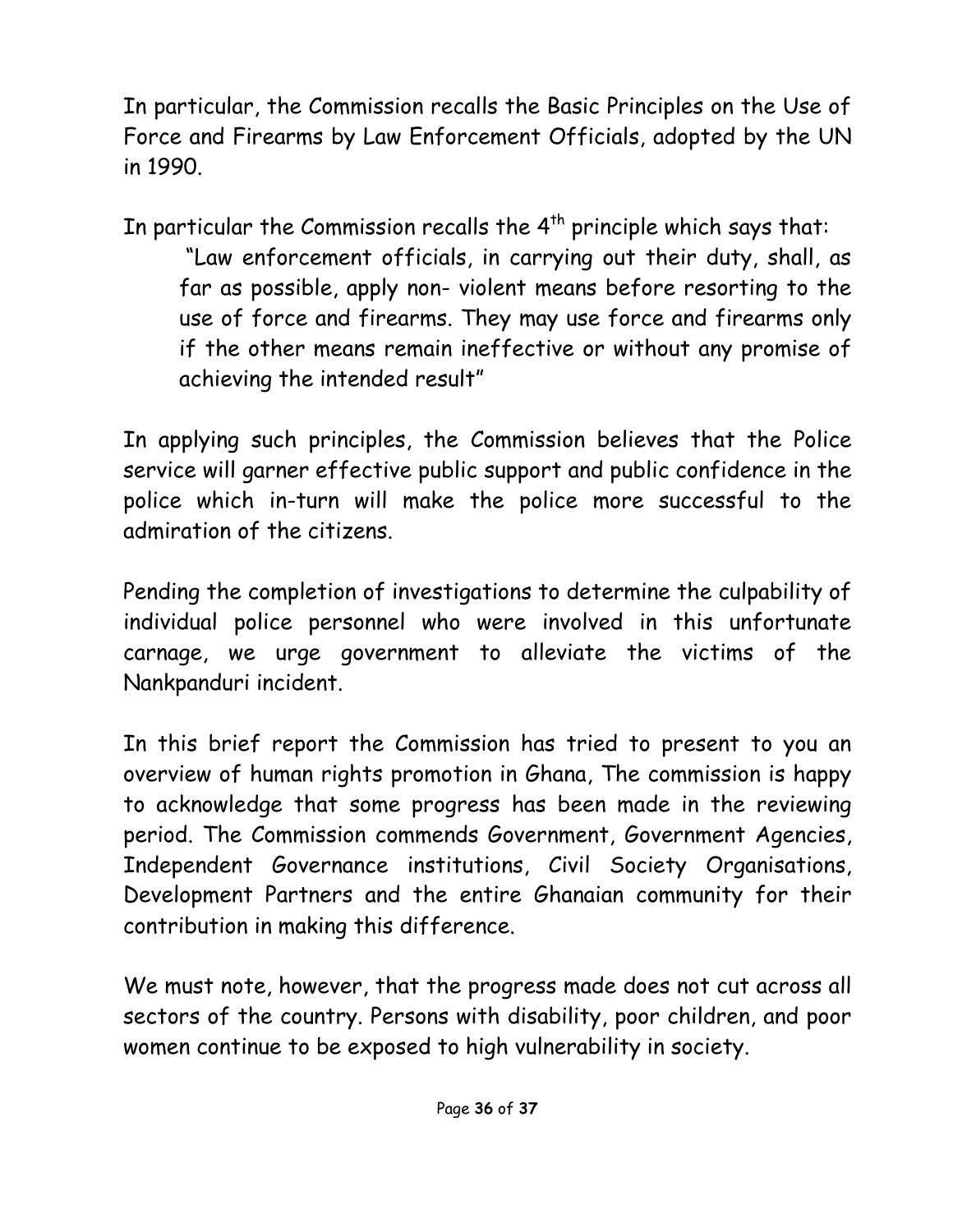In particular, the Commission recalls the Basic Principles on the Use of Force and Firearms by Law Enforcement Officials, adopted by the UN in 1990.

In particular the Commission recalls the 4th principle which says that:

> "Law enforcement officials, in carrying out their duty, shall, as far as possible, apply non- violent means before resorting to the use of force and firearms. They may use force and firearms only if the other means remain ineffective or without any promise of achieving the intended result"

In applying such principles, the Commission believes that the Police service will garner effective public support and public confidence in the police which in-turn will make the police more successful to the admiration of the citizens.

Pending the completion of investigations to determine the culpability of individual police personnel who were involved in this unfortunate carnage, we urge government to alleviate the victims of the Nankpanduri incident.

In this brief report the Commission has tried to present to you an overview of human rights promotion in Ghana, The commission is happy to acknowledge that some progress has been made in the reviewing period. The Commission commends Government, Government Agencies, Independent Governance institutions, Civil Society Organisations, Development Partners and the entire Ghanaian community for their contribution in making this difference.

We must note, however, that the progress made does not cut across all sectors of the country. Persons with disability, poor children, and poor women continue to be exposed to high vulnerability in society.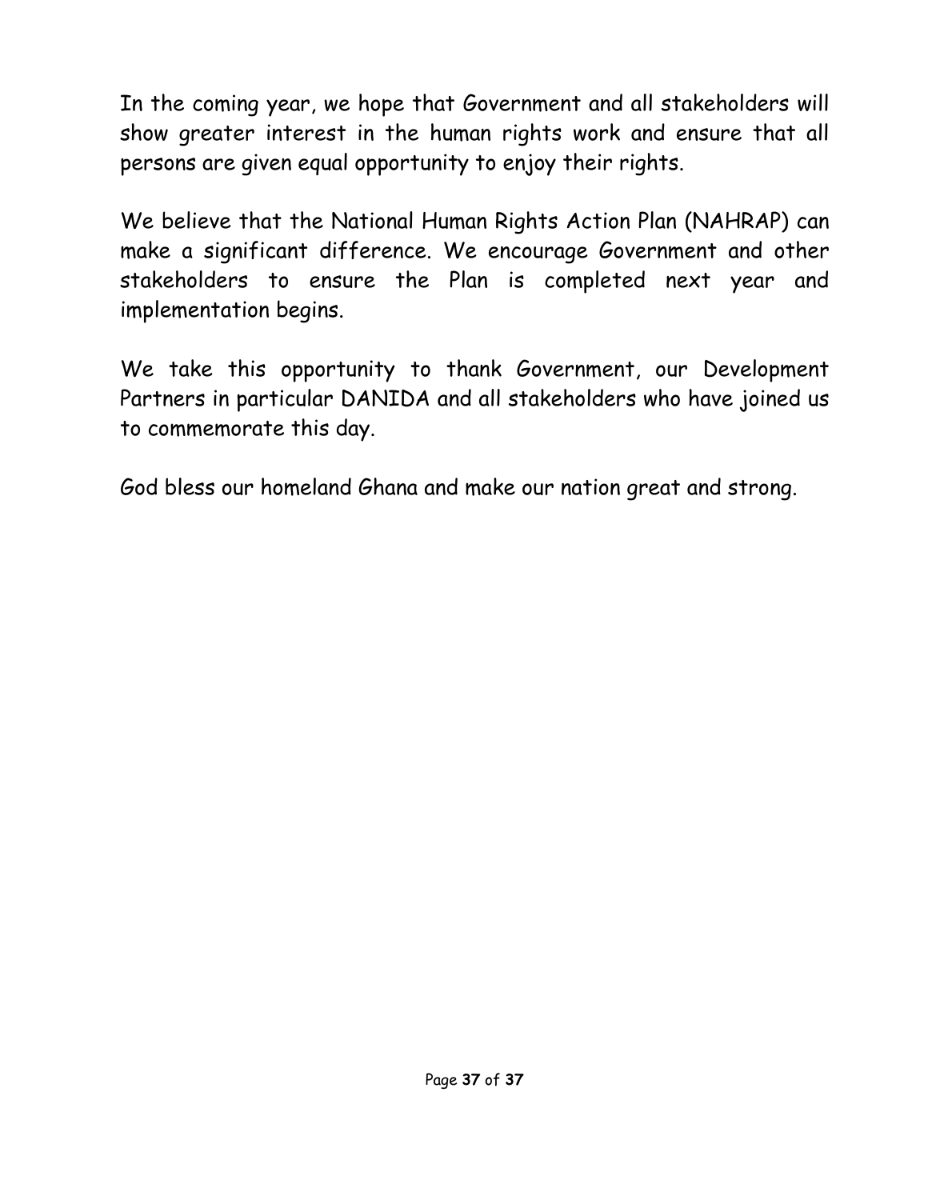In the coming year, we hope that Government and all stakeholders will show greater interest in the human rights work and ensure that all persons are given equal opportunity to enjoy their rights.

We believe that the National Human Rights Action Plan (NAHRAP) can make a significant difference. We encourage Government and other stakeholders to ensure the Plan is completed next year and implementation begins.

We take this opportunity to thank Government, our Development Partners in particular DANIDA and all stakeholders who have joined us to commemorate this day.

God bless our homeland Ghana and make our nation great and strong.